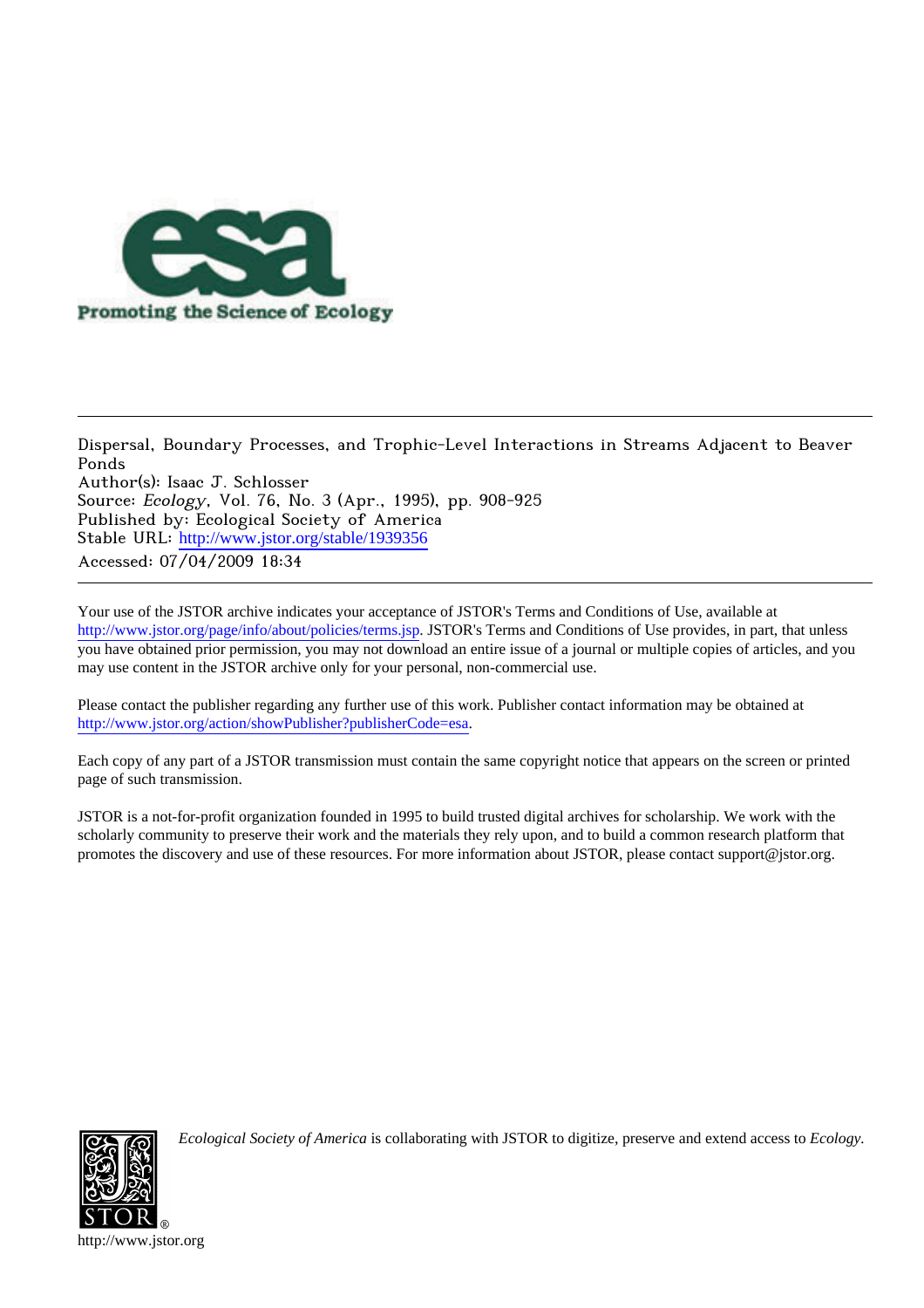Promoting the Science of Ecology

Dispersal, Boundary Processes, and Trophic-Level Interactions in Streams Adjacent to Beaver Ponds
Author(s): Isaac J. Schlosser
Source: *Ecology*, Vol. 76, No. 3 (Apr., 1995), pp. 908-925
Published by: Ecological Society of America
Stable URL: http://www.jstor.org/stable/1939356
Accessed: 07/04/2009 18:34

Your use of the JSTOR archive indicates your acceptance of JSTOR's Terms and Conditions of Use, available at http://www.jstor.org/page/info/about/policies/terms.jsp. JSTOR's Terms and Conditions of Use provides, in part, that unless you have obtained prior permission, you may not download an entire issue of a journal or multiple copies of articles, and you may use content in the JSTOR archive only for your personal, non-commercial use.

Please contact the publisher regarding any further use of this work. Publisher contact information may be obtained at http://www.jstor.org/action/showPublisher?publisherCode=esa.

Each copy of any part of a JSTOR transmission must contain the same copyright notice that appears on the screen or printed page of such transmission.

JSTOR is a not-for-profit organization founded in 1995 to build trusted digital archives for scholarship. We work with the scholarly community to preserve their work and the materials they rely upon, and to build a common research platform that promotes the discovery and use of these resources. For more information about JSTOR, please contact support@jstor.org.

*Ecological Society of America* is collaborating with JSTOR to digitize, preserve and extend access to *Ecology*.

http://www.jstor.org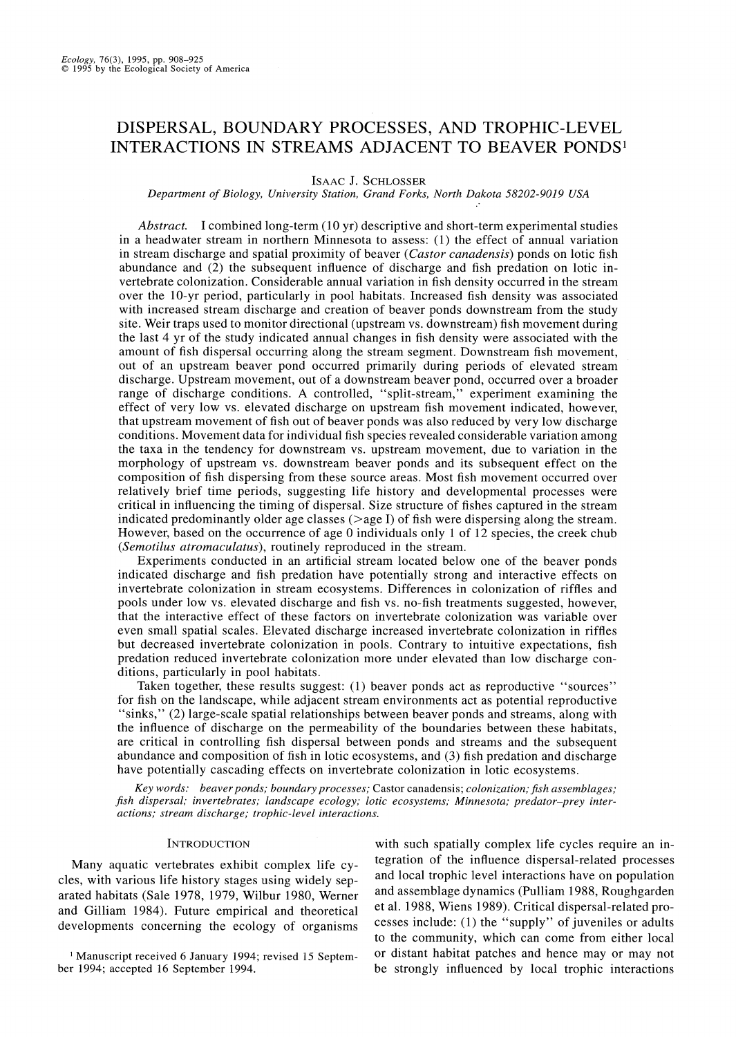# DISPERSAL, BOUNDARY PROCESSES, AND TROPHIC-LEVEL INTERACTIONS IN STREAMS ADJACENT TO BEAVER PONDS[1]

ISAAC J. SCHLOSSER

*Department of Biology, University Station, Grand Forks, North Dakota 58202-9019 USA*

*Abstract.* I combined long-term (10 yr) descriptive and short-term experimental studies in a headwater stream in northern Minnesota to assess: (1) the effect of annual variation in stream discharge and spatial proximity of beaver (*Castor canadensis*) ponds on lotic fish abundance and (2) the subsequent influence of discharge and fish predation on lotic invertebrate colonization. Considerable annual variation in fish density occurred in the stream over the 10-yr period, particularly in pool habitats. Increased fish density was associated with increased stream discharge and creation of beaver ponds downstream from the study site. Weir traps used to monitor directional (upstream vs. downstream) fish movement during the last 4 yr of the study indicated annual changes in fish density were associated with the amount of fish dispersal occurring along the stream segment. Downstream fish movement, out of an upstream beaver pond occurred primarily during periods of elevated stream discharge. Upstream movement, out of a downstream beaver pond, occurred over a broader range of discharge conditions. A controlled, "split-stream," experiment examining the effect of very low vs. elevated discharge on upstream fish movement indicated, however, that upstream movement of fish out of beaver ponds was also reduced by very low discharge conditions. Movement data for individual fish species revealed considerable variation among the taxa in the tendency for downstream vs. upstream movement, due to variation in the morphology of upstream vs. downstream beaver ponds and its subsequent effect on the composition of fish dispersing from these source areas. Most fish movement occurred over relatively brief time periods, suggesting life history and developmental processes were critical in influencing the timing of dispersal. Size structure of fishes captured in the stream indicated predominantly older age classes (>age I) of fish were dispersing along the stream. However, based on the occurrence of age 0 individuals only 1 of 12 species, the creek chub (*Semotilus atromaculatus*), routinely reproduced in the stream.

Experiments conducted in an artificial stream located below one of the beaver ponds indicated discharge and fish predation have potentially strong and interactive effects on invertebrate colonization in stream ecosystems. Differences in colonization of riffles and pools under low vs. elevated discharge and fish vs. no-fish treatments suggested, however, that the interactive effect of these factors on invertebrate colonization was variable over even small spatial scales. Elevated discharge increased invertebrate colonization in riffles but decreased invertebrate colonization in pools. Contrary to intuitive expectations, fish predation reduced invertebrate colonization more under elevated than low discharge conditions, particularly in pool habitats.

Taken together, these results suggest: (1) beaver ponds act as reproductive "sources" for fish on the landscape, while adjacent stream environments act as potential reproductive "sinks," (2) large-scale spatial relationships between beaver ponds and streams, along with the influence of discharge on the permeability of the boundaries between these habitats, are critical in controlling fish dispersal between ponds and streams and the subsequent abundance and composition of fish in lotic ecosystems, and (3) fish predation and discharge have potentially cascading effects on invertebrate colonization in lotic ecosystems.

*Key words: beaver ponds; boundary processes;* Castor canadensis; *colonization; fish assemblages; fish dispersal; invertebrates; landscape ecology; lotic ecosystems; Minnesota; predator–prey interactions; stream discharge; trophic-level interactions.*

## INTRODUCTION

Many aquatic vertebrates exhibit complex life cycles, with various life history stages using widely separated habitats (Sale 1978, 1979, Wilbur 1980, Werner and Gilliam 1984). Future empirical and theoretical developments concerning the ecology of organisms with such spatially complex life cycles require an integration of the influence dispersal-related processes and local trophic level interactions have on population and assemblage dynamics (Pulliam 1988, Roughgarden et al. 1988, Wiens 1989). Critical dispersal-related processes include: (1) the "supply" of juveniles or adults to the community, which can come from either local or distant habitat patches and hence may or may not be strongly influenced by local trophic interactions

[1] Manuscript received 6 January 1994; revised 15 September 1994; accepted 16 September 1994.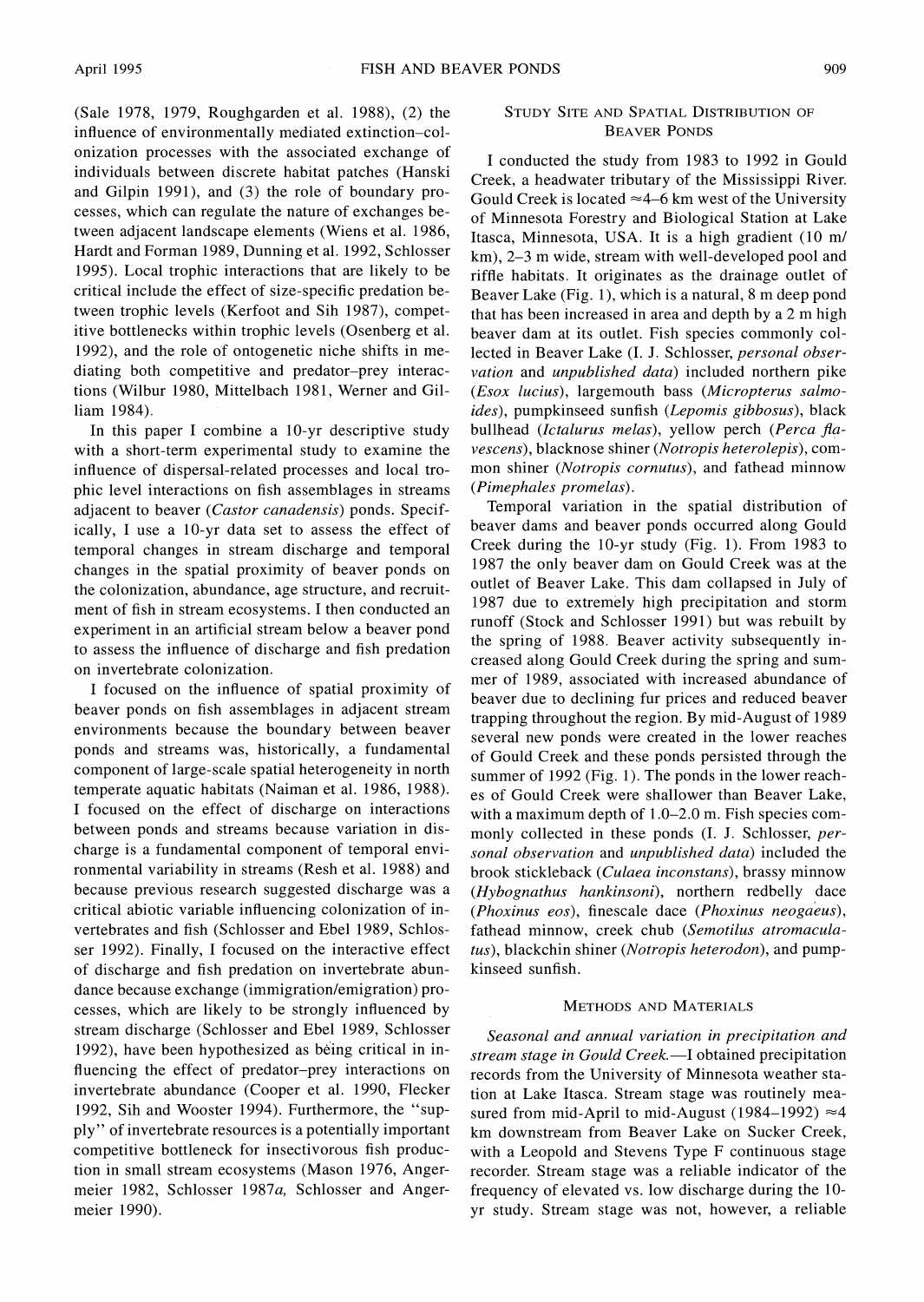(Sale 1978, 1979, Roughgarden et al. 1988), (2) the influence of environmentally mediated extinction–colonization processes with the associated exchange of individuals between discrete habitat patches (Hanski and Gilpin 1991), and (3) the role of boundary processes, which can regulate the nature of exchanges between adjacent landscape elements (Wiens et al. 1986, Hardt and Forman 1989, Dunning et al. 1992, Schlosser 1995). Local trophic interactions that are likely to be critical include the effect of size-specific predation between trophic levels (Kerfoot and Sih 1987), competitive bottlenecks within trophic levels (Osenberg et al. 1992), and the role of ontogenetic niche shifts in mediating both competitive and predator–prey interactions (Wilbur 1980, Mittelbach 1981, Werner and Gilliam 1984).

In this paper I combine a 10-yr descriptive study with a short-term experimental study to examine the influence of dispersal-related processes and local trophic level interactions on fish assemblages in streams adjacent to beaver (*Castor canadensis*) ponds. Specifically, I use a 10-yr data set to assess the effect of temporal changes in stream discharge and temporal changes in the spatial proximity of beaver ponds on the colonization, abundance, age structure, and recruitment of fish in stream ecosystems. I then conducted an experiment in an artificial stream below a beaver pond to assess the influence of discharge and fish predation on invertebrate colonization.

I focused on the influence of spatial proximity of beaver ponds on fish assemblages in adjacent stream environments because the boundary between beaver ponds and streams was, historically, a fundamental component of large-scale spatial heterogeneity in north temperate aquatic habitats (Naiman et al. 1986, 1988). I focused on the effect of discharge on interactions between ponds and streams because variation in discharge is a fundamental component of temporal environmental variability in streams (Resh et al. 1988) and because previous research suggested discharge was a critical abiotic variable influencing colonization of invertebrates and fish (Schlosser and Ebel 1989, Schlosser 1992). Finally, I focused on the interactive effect of discharge and fish predation on invertebrate abundance because exchange (immigration/emigration) processes, which are likely to be strongly influenced by stream discharge (Schlosser and Ebel 1989, Schlosser 1992), have been hypothesized as being critical in influencing the effect of predator–prey interactions on invertebrate abundance (Cooper et al. 1990, Flecker 1992, Sih and Wooster 1994). Furthermore, the "supply" of invertebrate resources is a potentially important competitive bottleneck for insectivorous fish production in small stream ecosystems (Mason 1976, Angermeier 1982, Schlosser 1987*a*, Schlosser and Angermeier 1990).

## Study Site and Spatial Distribution of Beaver Ponds

I conducted the study from 1983 to 1992 in Gould Creek, a headwater tributary of the Mississippi River. Gould Creek is located ≈4–6 km west of the University of Minnesota Forestry and Biological Station at Lake Itasca, Minnesota, USA. It is a high gradient (10 m/km), 2–3 m wide, stream with well-developed pool and riffle habitats. It originates as the drainage outlet of Beaver Lake (Fig. 1), which is a natural, 8 m deep pond that has been increased in area and depth by a 2 m high beaver dam at its outlet. Fish species commonly collected in Beaver Lake (I. J. Schlosser, *personal observation* and *unpublished data*) included northern pike (*Esox lucius*), largemouth bass (*Micropterus salmoides*), pumpkinseed sunfish (*Lepomis gibbosus*), black bullhead (*Ictalurus melas*), yellow perch (*Perca flavescens*), blacknose shiner (*Notropis heterolepis*), common shiner (*Notropis cornutus*), and fathead minnow (*Pimephales promelas*).

Temporal variation in the spatial distribution of beaver dams and beaver ponds occurred along Gould Creek during the 10-yr study (Fig. 1). From 1983 to 1987 the only beaver dam on Gould Creek was at the outlet of Beaver Lake. This dam collapsed in July of 1987 due to extremely high precipitation and storm runoff (Stock and Schlosser 1991) but was rebuilt by the spring of 1988. Beaver activity subsequently increased along Gould Creek during the spring and summer of 1989, associated with increased abundance of beaver due to declining fur prices and reduced beaver trapping throughout the region. By mid-August of 1989 several new ponds were created in the lower reaches of Gould Creek and these ponds persisted through the summer of 1992 (Fig. 1). The ponds in the lower reaches of Gould Creek were shallower than Beaver Lake, with a maximum depth of 1.0–2.0 m. Fish species commonly collected in these ponds (I. J. Schlosser, *personal observation* and *unpublished data*) included the brook stickleback (*Culaea inconstans*), brassy minnow (*Hybognathus hankinsoni*), northern redbelly dace (*Phoxinus eos*), finescale dace (*Phoxinus neogaeus*), fathead minnow, creek chub (*Semotilus atromaculatus*), blackchin shiner (*Notropis heterodon*), and pumpkinseed sunfish.

## Methods and Materials

*Seasonal and annual variation in precipitation and stream stage in Gould Creek.*—I obtained precipitation records from the University of Minnesota weather station at Lake Itasca. Stream stage was routinely measured from mid-April to mid-August (1984–1992) ≈4 km downstream from Beaver Lake on Sucker Creek, with a Leopold and Stevens Type F continuous stage recorder. Stream stage was a reliable indicator of the frequency of elevated vs. low discharge during the 10-yr study. Stream stage was not, however, a reliable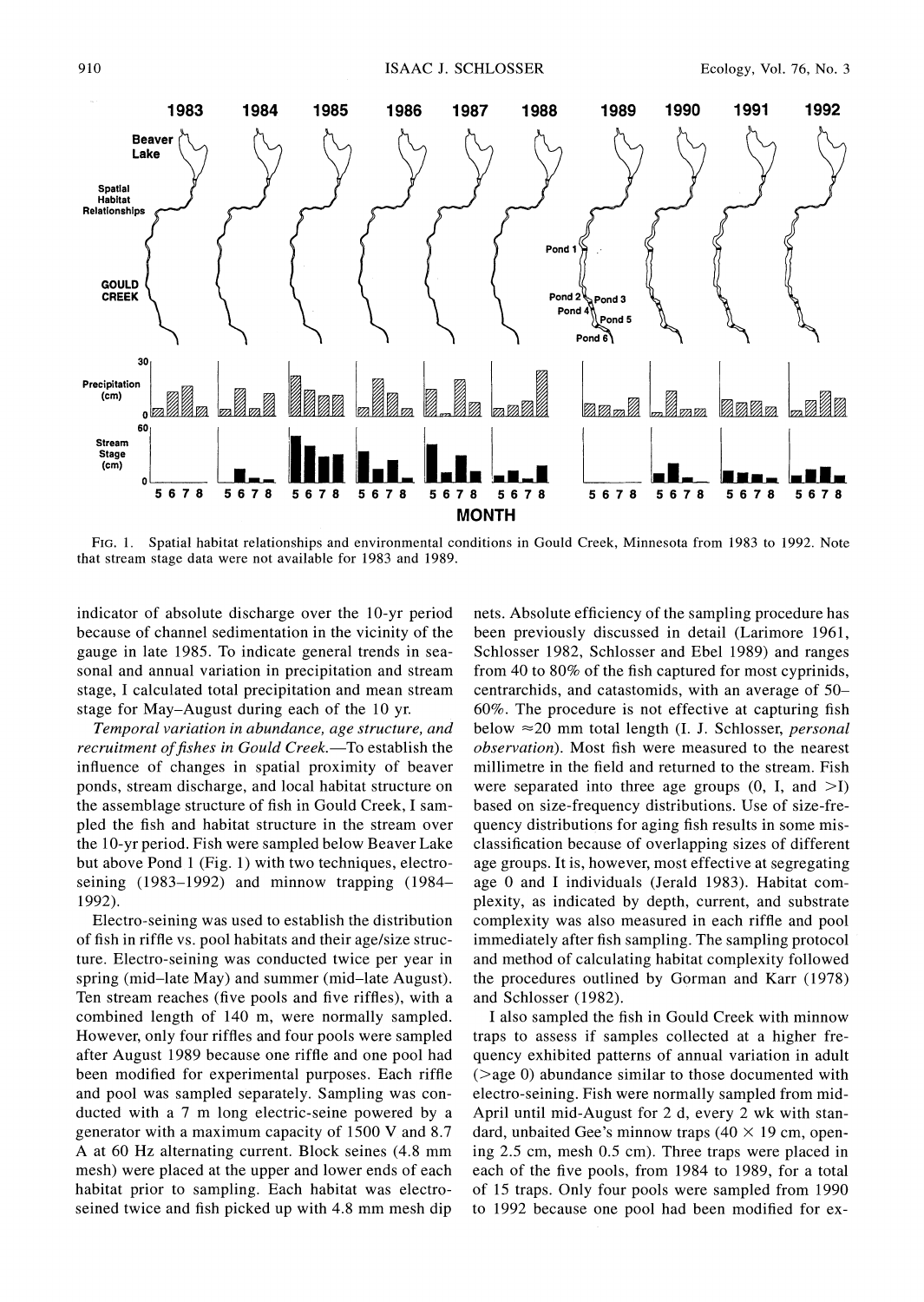FIG. 1. Spatial habitat relationships and environmental conditions in Gould Creek, Minnesota from 1983 to 1992. Note that stream stage data were not available for 1983 and 1989.

indicator of absolute discharge over the 10-yr period because of channel sedimentation in the vicinity of the gauge in late 1985. To indicate general trends in seasonal and annual variation in precipitation and stream stage, I calculated total precipitation and mean stream stage for May–August during each of the 10 yr.

*Temporal variation in abundance, age structure, and recruitment of fishes in Gould Creek.*—To establish the influence of changes in spatial proximity of beaver ponds, stream discharge, and local habitat structure on the assemblage structure of fish in Gould Creek, I sampled the fish and habitat structure in the stream over the 10-yr period. Fish were sampled below Beaver Lake but above Pond 1 (Fig. 1) with two techniques, electro-seining (1983–1992) and minnow trapping (1984–1992).

Electro-seining was used to establish the distribution of fish in riffle vs. pool habitats and their age/size structure. Electro-seining was conducted twice per year in spring (mid–late May) and summer (mid–late August). Ten stream reaches (five pools and five riffles), with a combined length of 140 m, were normally sampled. However, only four riffles and four pools were sampled after August 1989 because one riffle and one pool had been modified for experimental purposes. Each riffle and pool was sampled separately. Sampling was conducted with a 7 m long electric-seine powered by a generator with a maximum capacity of 1500 V and 8.7 A at 60 Hz alternating current. Block seines (4.8 mm mesh) were placed at the upper and lower ends of each habitat prior to sampling. Each habitat was electro-seined twice and fish picked up with 4.8 mm mesh dip nets. Absolute efficiency of the sampling procedure has been previously discussed in detail (Larimore 1961, Schlosser 1982, Schlosser and Ebel 1989) and ranges from 40 to 80% of the fish captured for most cyprinids, centrarchids, and catastomids, with an average of 50–60%. The procedure is not effective at capturing fish below ≈20 mm total length (I. J. Schlosser, *personal observation*). Most fish were measured to the nearest millimetre in the field and returned to the stream. Fish were separated into three age groups (0, I, and >I) based on size-frequency distributions. Use of size-frequency distributions for aging fish results in some misclassification because of overlapping sizes of different age groups. It is, however, most effective at segregating age 0 and I individuals (Jerald 1983). Habitat complexity, as indicated by depth, current, and substrate complexity was also measured in each riffle and pool immediately after fish sampling. The sampling protocol and method of calculating habitat complexity followed the procedures outlined by Gorman and Karr (1978) and Schlosser (1982).

I also sampled the fish in Gould Creek with minnow traps to assess if samples collected at a higher frequency exhibited patterns of annual variation in adult (>age 0) abundance similar to those documented with electro-seining. Fish were normally sampled from mid-April until mid-August for 2 d, every 2 wk with standard, unbaited Gee's minnow traps (40 × 19 cm, opening 2.5 cm, mesh 0.5 cm). Three traps were placed in each of the five pools, from 1984 to 1989, for a total of 15 traps. Only four pools were sampled from 1990 to 1992 because one pool had been modified for ex-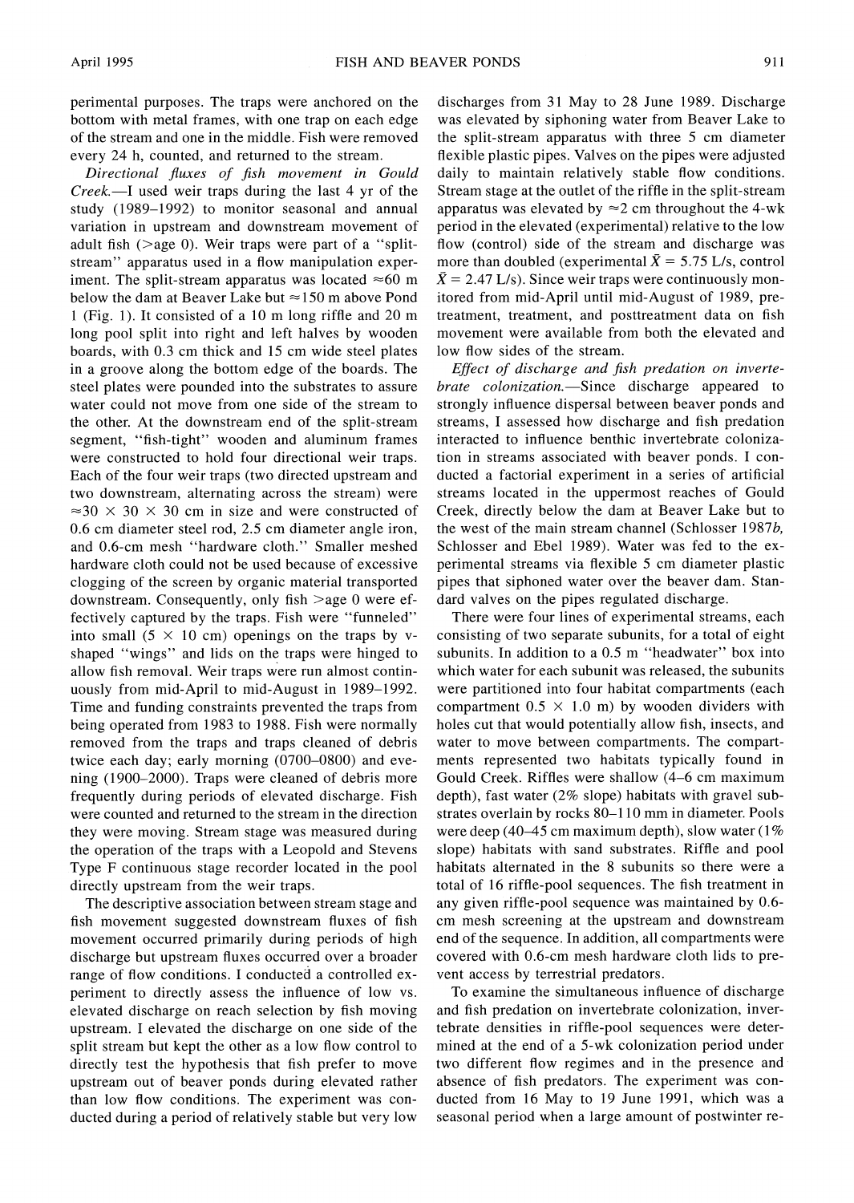perimental purposes. The traps were anchored on the bottom with metal frames, with one trap on each edge of the stream and one in the middle. Fish were removed every 24 h, counted, and returned to the stream.

*Directional fluxes of fish movement in Gould Creek.*—I used weir traps during the last 4 yr of the study (1989–1992) to monitor seasonal and annual variation in upstream and downstream movement of adult fish (>age 0). Weir traps were part of a "split-stream" apparatus used in a flow manipulation experiment. The split-stream apparatus was located ≈60 m below the dam at Beaver Lake but ≈150 m above Pond 1 (Fig. 1). It consisted of a 10 m long riffle and 20 m long pool split into right and left halves by wooden boards, with 0.3 cm thick and 15 cm wide steel plates in a groove along the bottom edge of the boards. The steel plates were pounded into the substrates to assure water could not move from one side of the stream to the other. At the downstream end of the split-stream segment, "fish-tight" wooden and aluminum frames were constructed to hold four directional weir traps. Each of the four weir traps (two directed upstream and two downstream, alternating across the stream) were ≈30 × 30 × 30 cm in size and were constructed of 0.6 cm diameter steel rod, 2.5 cm diameter angle iron, and 0.6-cm mesh "hardware cloth." Smaller meshed hardware cloth could not be used because of excessive clogging of the screen by organic material transported downstream. Consequently, only fish >age 0 were effectively captured by the traps. Fish were "funneled" into small (5 × 10 cm) openings on the traps by v-shaped "wings" and lids on the traps were hinged to allow fish removal. Weir traps were run almost continuously from mid-April to mid-August in 1989–1992. Time and funding constraints prevented the traps from being operated from 1983 to 1988. Fish were normally removed from the traps and traps cleaned of debris twice each day; early morning (0700–0800) and evening (1900–2000). Traps were cleaned of debris more frequently during periods of elevated discharge. Fish were counted and returned to the stream in the direction they were moving. Stream stage was measured during the operation of the traps with a Leopold and Stevens Type F continuous stage recorder located in the pool directly upstream from the weir traps.

The descriptive association between stream stage and fish movement suggested downstream fluxes of fish movement occurred primarily during periods of high discharge but upstream fluxes occurred over a broader range of flow conditions. I conducted a controlled experiment to directly assess the influence of low vs. elevated discharge on reach selection by fish moving upstream. I elevated the discharge on one side of the split stream but kept the other as a low flow control to directly test the hypothesis that fish prefer to move upstream out of beaver ponds during elevated rather than low flow conditions. The experiment was conducted during a period of relatively stable but very low discharges from 31 May to 28 June 1989. Discharge was elevated by siphoning water from Beaver Lake to the split-stream apparatus with three 5 cm diameter flexible plastic pipes. Valves on the pipes were adjusted daily to maintain relatively stable flow conditions. Stream stage at the outlet of the riffle in the split-stream apparatus was elevated by ≈2 cm throughout the 4-wk period in the elevated (experimental) relative to the low flow (control) side of the stream and discharge was more than doubled (experimental $\bar{X}$ = 5.75 L/s, control $\bar{X}$ = 2.47 L/s). Since weir traps were continuously monitored from mid-April until mid-August of 1989, pretreatment, treatment, and posttreatment data on fish movement were available from both the elevated and low flow sides of the stream.

*Effect of discharge and fish predation on invertebrate colonization.*—Since discharge appeared to strongly influence dispersal between beaver ponds and streams, I assessed how discharge and fish predation interacted to influence benthic invertebrate colonization in streams associated with beaver ponds. I conducted a factorial experiment in a series of artificial streams located in the uppermost reaches of Gould Creek, directly below the dam at Beaver Lake but to the west of the main stream channel (Schlosser 1987*b*, Schlosser and Ebel 1989). Water was fed to the experimental streams via flexible 5 cm diameter plastic pipes that siphoned water over the beaver dam. Standard valves on the pipes regulated discharge.

There were four lines of experimental streams, each consisting of two separate subunits, for a total of eight subunits. In addition to a 0.5 m "headwater" box into which water for each subunit was released, the subunits were partitioned into four habitat compartments (each compartment 0.5 × 1.0 m) by wooden dividers with holes cut that would potentially allow fish, insects, and water to move between compartments. The compartments represented two habitats typically found in Gould Creek. Riffles were shallow (4–6 cm maximum depth), fast water (2% slope) habitats with gravel substrates overlain by rocks 80–110 mm in diameter. Pools were deep (40–45 cm maximum depth), slow water (1% slope) habitats with sand substrates. Riffle and pool habitats alternated in the 8 subunits so there were a total of 16 riffle-pool sequences. The fish treatment in any given riffle-pool sequence was maintained by 0.6-cm mesh screening at the upstream and downstream end of the sequence. In addition, all compartments were covered with 0.6-cm mesh hardware cloth lids to prevent access by terrestrial predators.

To examine the simultaneous influence of discharge and fish predation on invertebrate colonization, invertebrate densities in riffle-pool sequences were determined at the end of a 5-wk colonization period under two different flow regimes and in the presence and absence of fish predators. The experiment was conducted from 16 May to 19 June 1991, which was a seasonal period when a large amount of postwinter re-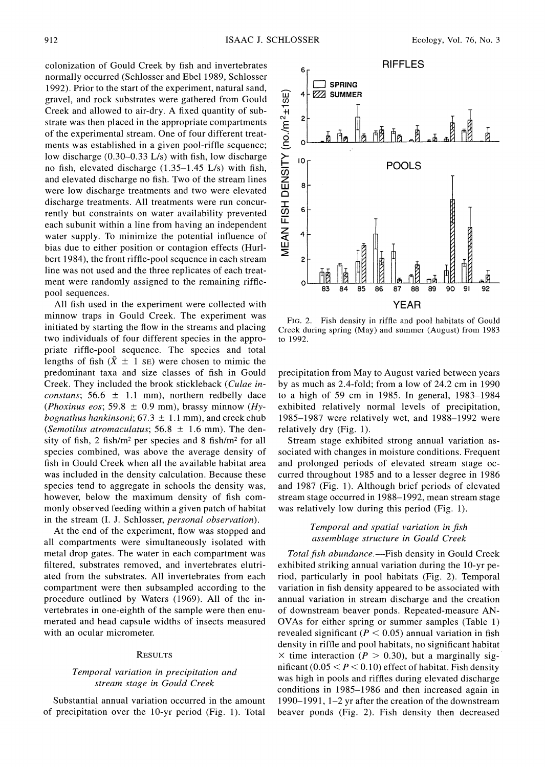colonization of Gould Creek by fish and invertebrates normally occurred (Schlosser and Ebel 1989, Schlosser 1992). Prior to the start of the experiment, natural sand, gravel, and rock substrates were gathered from Gould Creek and allowed to air-dry. A fixed quantity of substrate was then placed in the appropriate compartments of the experimental stream. One of four different treatments was established in a given pool-riffle sequence; low discharge (0.30–0.33 L/s) with fish, low discharge no fish, elevated discharge (1.35–1.45 L/s) with fish, and elevated discharge no fish. Two of the stream lines were low discharge treatments and two were elevated discharge treatments. All treatments were run concurrently but constraints on water availability prevented each subunit within a line from having an independent water supply. To minimize the potential influence of bias due to either position or contagion effects (Hurlbert 1984), the front riffle-pool sequence in each stream line was not used and the three replicates of each treatment were randomly assigned to the remaining riffle-pool sequences.

All fish used in the experiment were collected with minnow traps in Gould Creek. The experiment was initiated by starting the flow in the streams and placing two individuals of four different species in the appropriate riffle-pool sequence. The species and total lengths of fish ($\bar{X} \pm 1$ SE) were chosen to mimic the predominant taxa and size classes of fish in Gould Creek. They included the brook stickleback (*Culae inconstans*; 56.6 ± 1.1 mm), northern redbelly dace (*Phoxinus eos*; 59.8 ± 0.9 mm), brassy minnow (*Hybognathus hankinsoni*; 67.3 ± 1.1 mm), and creek chub (*Semotilus atromaculatus*; 56.8 ± 1.6 mm). The density of fish, 2 fish/m² per species and 8 fish/m² for all species combined, was above the average density of fish in Gould Creek when all the available habitat area was included in the density calculation. Because these species tend to aggregate in schools the density was, however, below the maximum density of fish commonly observed feeding within a given patch of habitat in the stream (I. J. Schlosser, *personal observation*).

At the end of the experiment, flow was stopped and all compartments were simultaneously isolated with metal drop gates. The water in each compartment was filtered, substrates removed, and invertebrates elutriated from the substrates. All invertebrates from each compartment were then subsampled according to the procedure outlined by Waters (1969). All of the invertebrates in one-eighth of the sample were then enumerated and head capsule widths of insects measured with an ocular micrometer.

## Results

### *Temporal variation in precipitation and stream stage in Gould Creek*

Substantial annual variation occurred in the amount of precipitation over the 10-yr period (Fig. 1). Total precipitation from May to August varied between years by as much as 2.4-fold; from a low of 24.2 cm in 1990 to a high of 59 cm in 1985. In general, 1983–1984 exhibited relatively normal levels of precipitation, 1985–1987 were relatively wet, and 1988–1992 were relatively dry (Fig. 1).

Stream stage exhibited strong annual variation associated with changes in moisture conditions. Frequent and prolonged periods of elevated stream stage occurred throughout 1985 and to a lesser degree in 1986 and 1987 (Fig. 1). Although brief periods of elevated stream stage occurred in 1988–1992, mean stream stage was relatively low during this period (Fig. 1).

FIG. 2. Fish density in riffle and pool habitats of Gould Creek during spring (May) and summer (August) from 1983 to 1992.

### *Temporal and spatial variation in fish assemblage structure in Gould Creek*

*Total fish abundance*.—Fish density in Gould Creek exhibited striking annual variation during the 10-yr period, particularly in pool habitats (Fig. 2). Temporal variation in fish density appeared to be associated with annual variation in stream discharge and the creation of downstream beaver ponds. Repeated-measure ANOVAs for either spring or summer samples (Table 1) revealed significant ($P < 0.05$) annual variation in fish density in riffle and pool habitats, no significant habitat × time interaction ($P > 0.30$), but a marginally significant ($0.05 < P < 0.10$) effect of habitat. Fish density was high in pools and riffles during elevated discharge conditions in 1985–1986 and then increased again in 1990–1991, 1–2 yr after the creation of the downstream beaver ponds (Fig. 2). Fish density then decreased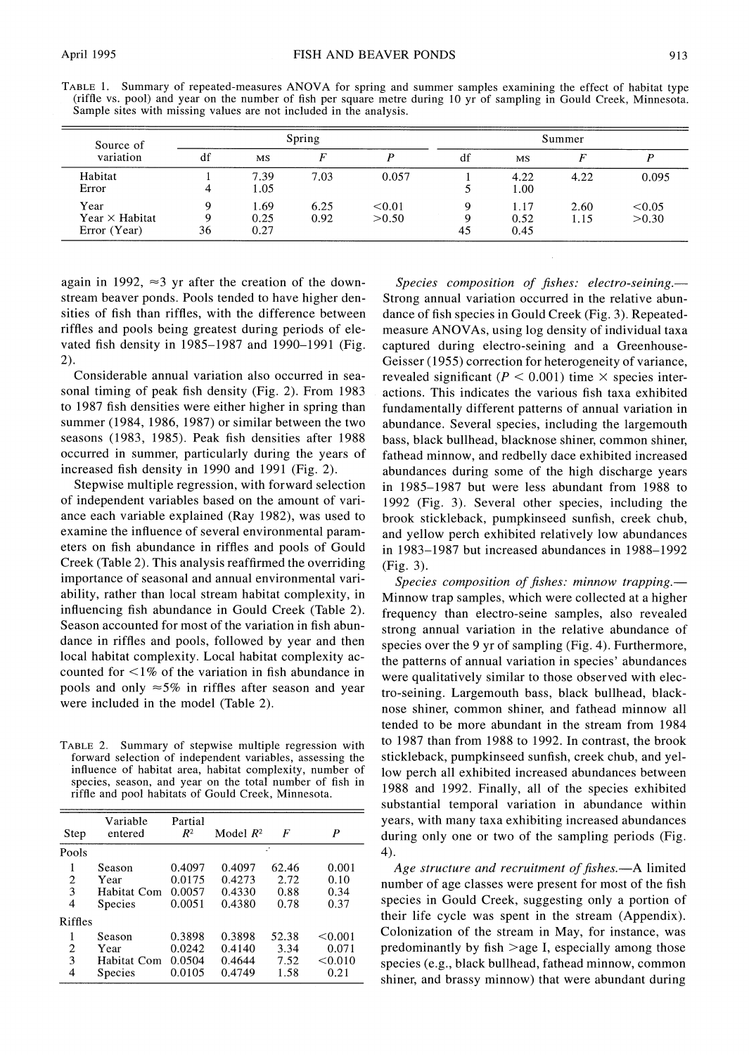TABLE 1. Summary of repeated-measures ANOVA for spring and summer samples examining the effect of habitat type (riffle vs. pool) and year on the number of fish per square metre during 10 yr of sampling in Gould Creek, Minnesota. Sample sites with missing values are not included in the analysis.

| Source of variation | Spring | | | | Summer | | | |
|---|---|---|---|---|---|---|---|---|
| | df | MS | $F$ | $P$ | df | MS | $F$ | $P$ |
| Habitat | 1 | 7.39 | 7.03 | 0.057 | 1 | 4.22 | 4.22 | 0.095 |
| Error | 4 | 1.05 | | | 5 | 1.00 | | |
| Year | 9 | 1.69 | 6.25 | <0.01 | 9 | 1.17 | 2.60 | <0.05 |
| Year × Habitat | 9 | 0.25 | 0.92 | >0.50 | 9 | 0.52 | 1.15 | >0.30 |
| Error (Year) | 36 | 0.27 | | | 45 | 0.45 | | |

again in 1992, ≈3 yr after the creation of the downstream beaver ponds. Pools tended to have higher densities of fish than riffles, with the difference between riffles and pools being greatest during periods of elevated fish density in 1985–1987 and 1990–1991 (Fig. 2).

Considerable annual variation also occurred in seasonal timing of peak fish density (Fig. 2). From 1983 to 1987 fish densities were either higher in spring than summer (1984, 1986, 1987) or similar between the two seasons (1983, 1985). Peak fish densities after 1988 occurred in summer, particularly during the years of increased fish density in 1990 and 1991 (Fig. 2).

Stepwise multiple regression, with forward selection of independent variables based on the amount of variance each variable explained (Ray 1982), was used to examine the influence of several environmental parameters on fish abundance in riffles and pools of Gould Creek (Table 2). This analysis reaffirmed the overriding importance of seasonal and annual environmental variability, rather than local stream habitat complexity, in influencing fish abundance in Gould Creek (Table 2). Season accounted for most of the variation in fish abundance in riffles and pools, followed by year and then local habitat complexity. Local habitat complexity accounted for <1% of the variation in fish abundance in pools and only ≈5% in riffles after season and year were included in the model (Table 2).

TABLE 2. Summary of stepwise multiple regression with forward selection of independent variables, assessing the influence of habitat area, habitat complexity, number of species, season, and year on the total number of fish in riffle and pool habitats of Gould Creek, Minnesota.

| Step | Variable entered | Partial $R^2$ | Model $R^2$ | $F$ | $P$ |
|---|---|---|---|---|---|
| Pools | | | | | |
| 1 | Season | 0.4097 | 0.4097 | 62.46 | 0.001 |
| 2 | Year | 0.0175 | 0.4273 | 2.72 | 0.10 |
| 3 | Habitat Com | 0.0057 | 0.4330 | 0.88 | 0.34 |
| 4 | Species | 0.0051 | 0.4380 | 0.78 | 0.37 |
| Riffles | | | | | |
| 1 | Season | 0.3898 | 0.3898 | 52.38 | <0.001 |
| 2 | Year | 0.0242 | 0.4140 | 3.34 | 0.071 |
| 3 | Habitat Com | 0.0504 | 0.4644 | 7.52 | <0.010 |
| 4 | Species | 0.0105 | 0.4749 | 1.58 | 0.21 |

*Species composition of fishes: electro-seining.*—Strong annual variation occurred in the relative abundance of fish species in Gould Creek (Fig. 3). Repeated-measure ANOVAs, using log density of individual taxa captured during electro-seining and a Greenhouse-Geisser (1955) correction for heterogeneity of variance, revealed significant ($P < 0.001$) time × species interactions. This indicates the various fish taxa exhibited fundamentally different patterns of annual variation in abundance. Several species, including the largemouth bass, black bullhead, blacknose shiner, common shiner, fathead minnow, and redbelly dace exhibited increased abundances during some of the high discharge years in 1985–1987 but were less abundant from 1988 to 1992 (Fig. 3). Several other species, including the brook stickleback, pumpkinseed sunfish, creek chub, and yellow perch exhibited relatively low abundances in 1983–1987 but increased abundances in 1988–1992 (Fig. 3).

*Species composition of fishes: minnow trapping.*—Minnow trap samples, which were collected at a higher frequency than electro-seine samples, also revealed strong annual variation in the relative abundance of species over the 9 yr of sampling (Fig. 4). Furthermore, the patterns of annual variation in species' abundances were qualitatively similar to those observed with electro-seining. Largemouth bass, black bullhead, blacknose shiner, common shiner, and fathead minnow all tended to be more abundant in the stream from 1984 to 1987 than from 1988 to 1992. In contrast, the brook stickleback, pumpkinseed sunfish, creek chub, and yellow perch all exhibited increased abundances between 1988 and 1992. Finally, all of the species exhibited substantial temporal variation in abundance within years, with many taxa exhibiting increased abundances during only one or two of the sampling periods (Fig. 4).

*Age structure and recruitment of fishes.*—A limited number of age classes were present for most of the fish species in Gould Creek, suggesting only a portion of their life cycle was spent in the stream (Appendix). Colonization of the stream in May, for instance, was predominantly by fish >age I, especially among those species (e.g., black bullhead, fathead minnow, common shiner, and brassy minnow) that were abundant during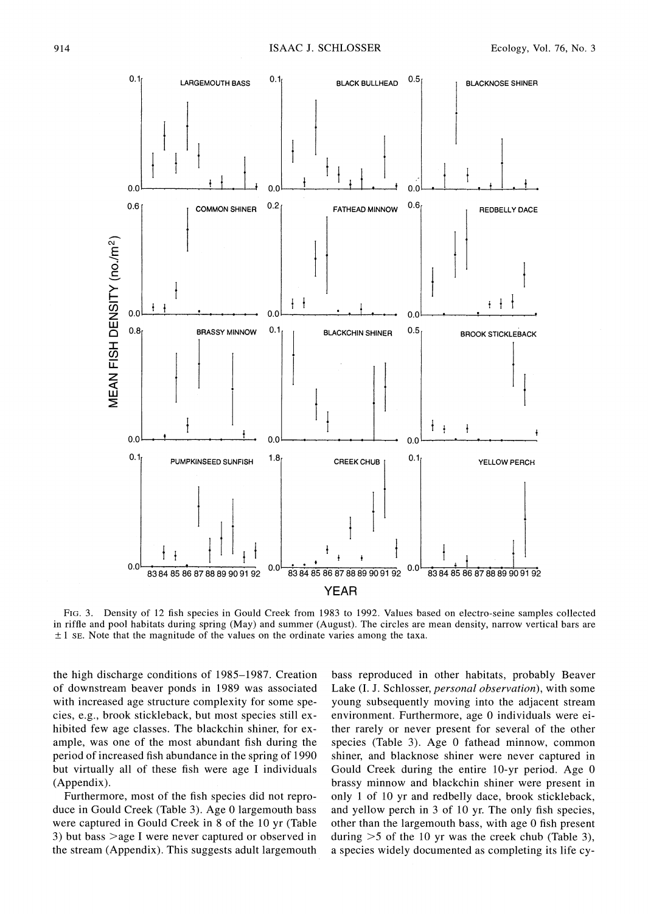FIG. 3. Density of 12 fish species in Gould Creek from 1983 to 1992. Values based on electro-seine samples collected in riffle and pool habitats during spring (May) and summer (August). The circles are mean density, narrow vertical bars are ±1 SE. Note that the magnitude of the values on the ordinate varies among the taxa.

the high discharge conditions of 1985–1987. Creation of downstream beaver ponds in 1989 was associated with increased age structure complexity for some species, e.g., brook stickleback, but most species still exhibited few age classes. The blackchin shiner, for example, was one of the most abundant fish during the period of increased fish abundance in the spring of 1990 but virtually all of these fish were age I individuals (Appendix).

Furthermore, most of the fish species did not reproduce in Gould Creek (Table 3). Age 0 largemouth bass were captured in Gould Creek in 8 of the 10 yr (Table 3) but bass >age I were never captured or observed in the stream (Appendix). This suggests adult largemouth bass reproduced in other habitats, probably Beaver Lake (I. J. Schlosser, *personal observation*), with some young subsequently moving into the adjacent stream environment. Furthermore, age 0 individuals were either rarely or never present for several of the other species (Table 3). Age 0 fathead minnow, common shiner, and blacknose shiner were never captured in Gould Creek during the entire 10-yr period. Age 0 brassy minnow and blackchin shiner were present in only 1 of 10 yr and redbelly dace, brook stickleback, and yellow perch in 3 of 10 yr. The only fish species, other than the largemouth bass, with age 0 fish present during >5 of the 10 yr was the creek chub (Table 3), a species widely documented as completing its life cy-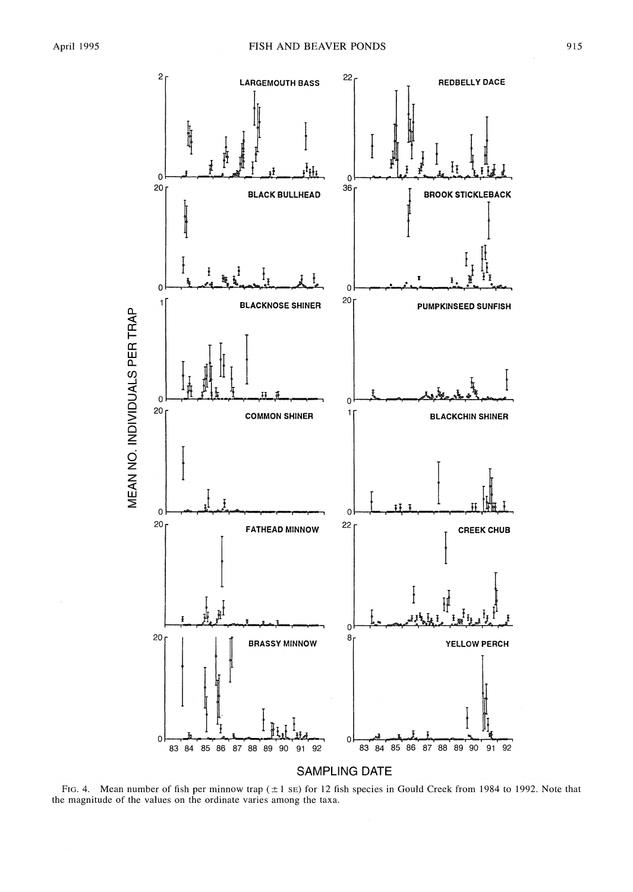FIG. 4. Mean number of fish per minnow trap (±1 SE) for 12 fish species in Gould Creek from 1984 to 1992. Note that the magnitude of the values on the ordinate varies among the taxa.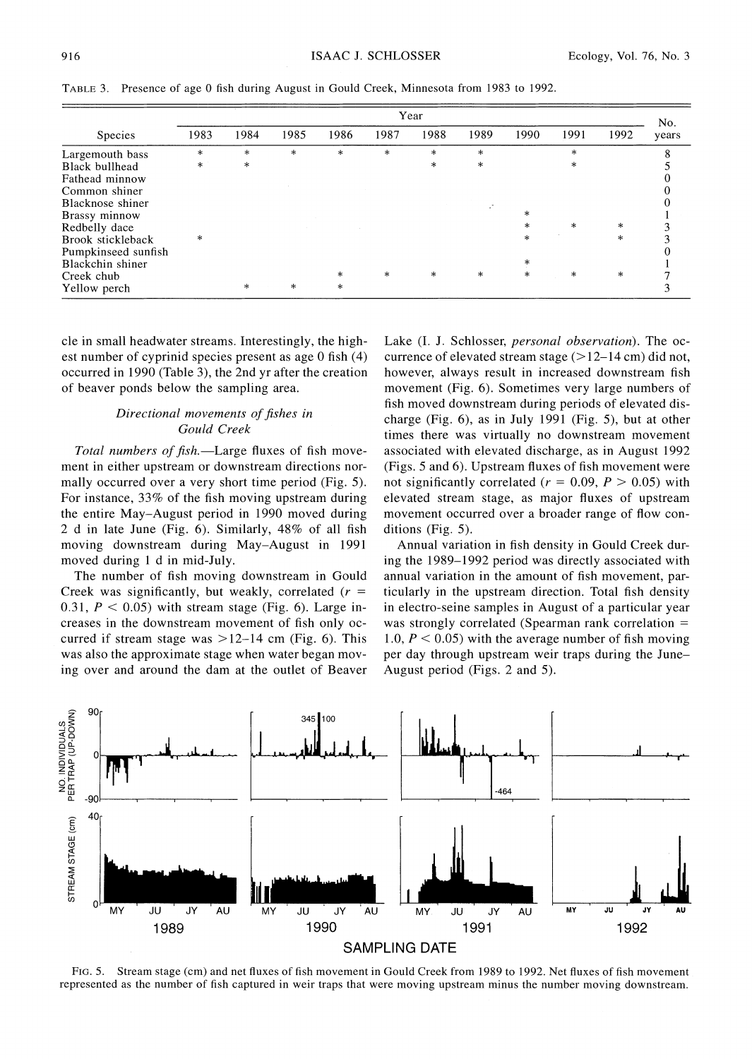TABLE 3. Presence of age 0 fish during August in Gould Creek, Minnesota from 1983 to 1992.

| Species | Year | | | | | | | | | | No. years |
|---|---|---|---|---|---|---|---|---|---|---|---|
| | 1983 | 1984 | 1985 | 1986 | 1987 | 1988 | 1989 | 1990 | 1991 | 1992 | |
| Largemouth bass | * | * | * | * | * | * | * | | * | | 8 |
| Black bullhead | * | * | | | | * | * | | * | | 5 |
| Fathead minnow | | | | | | | | | | | 0 |
| Common shiner | | | | | | | | | | | 0 |
| Blacknose shiner | | | | | | | | | | | 0 |
| Brassy minnow | | | | | | | | * | | | 1 |
| Redbelly dace | | | | | | | | * | * | * | 3 |
| Brook stickleback | * | | | | | | | * | | * | 3 |
| Pumpkinseed sunfish | | | | | | | | | | | 0 |
| Blackchin shiner | | | | | | | | * | | | 1 |
| Creek chub | | | | * | * | * | * | * | * | * | 7 |
| Yellow perch | | * | * | * | | | | | | | 3 |

cle in small headwater streams. Interestingly, the highest number of cyprinid species present as age 0 fish (4) occurred in 1990 (Table 3), the 2nd yr after the creation of beaver ponds below the sampling area.

### *Directional movements of fishes in Gould Creek*

*Total numbers of fish.*—Large fluxes of fish movement in either upstream or downstream directions normally occurred over a very short time period (Fig. 5). For instance, 33% of the fish moving upstream during the entire May–August period in 1990 moved during 2 d in late June (Fig. 6). Similarly, 48% of all fish moving downstream during May–August in 1991 moved during 1 d in mid-July.

The number of fish moving downstream in Gould Creek was significantly, but weakly, correlated ($r = 0.31$, $P < 0.05$) with stream stage (Fig. 6). Large increases in the downstream movement of fish only occurred if stream stage was >12–14 cm (Fig. 6). This was also the approximate stage when water began moving over and around the dam at the outlet of Beaver Lake (I. J. Schlosser, *personal observation*). The occurrence of elevated stream stage (>12–14 cm) did not, however, always result in increased downstream fish movement (Fig. 6). Sometimes very large numbers of fish moved downstream during periods of elevated discharge (Fig. 6), as in July 1991 (Fig. 5), but at other times there was virtually no downstream movement associated with elevated discharge, as in August 1992 (Figs. 5 and 6). Upstream fluxes of fish movement were not significantly correlated ($r = 0.09$, $P > 0.05$) with elevated stream stage, as major fluxes of upstream movement occurred over a broader range of flow conditions (Fig. 5).

Annual variation in fish density in Gould Creek during the 1989–1992 period was directly associated with annual variation in the amount of fish movement, particularly in the upstream direction. Total fish density in electro-seine samples in August of a particular year was strongly correlated (Spearman rank correlation = 1.0, $P < 0.05$) with the average number of fish moving per day through upstream weir traps during the June–August period (Figs. 2 and 5).

FIG. 5. Stream stage (cm) and net fluxes of fish movement in Gould Creek from 1989 to 1992. Net fluxes of fish movement represented as the number of fish captured in weir traps that were moving upstream minus the number moving downstream.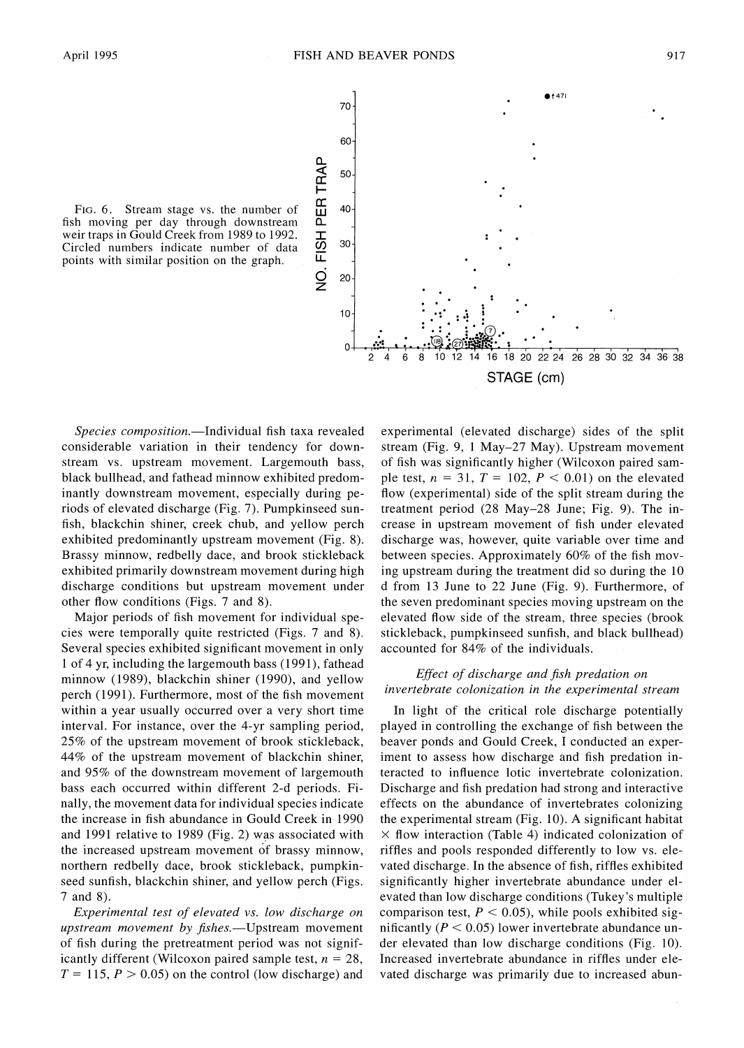FIG. 6. Stream stage vs. the number of fish moving per day through downstream weir traps in Gould Creek from 1989 to 1992. Circled numbers indicate number of data points with similar position on the graph.

*Species composition.*—Individual fish taxa revealed considerable variation in their tendency for downstream vs. upstream movement. Largemouth bass, black bullhead, and fathead minnow exhibited predominantly downstream movement, especially during periods of elevated discharge (Fig. 7). Pumpkinseed sunfish, blackchin shiner, creek chub, and yellow perch exhibited predominantly upstream movement (Fig. 8). Brassy minnow, redbelly dace, and brook stickleback exhibited primarily downstream movement during high discharge conditions but upstream movement under other flow conditions (Figs. 7 and 8).

Major periods of fish movement for individual species were temporally quite restricted (Figs. 7 and 8). Several species exhibited significant movement in only 1 of 4 yr, including the largemouth bass (1991), fathead minnow (1989), blackchin shiner (1990), and yellow perch (1991). Furthermore, most of the fish movement within a year usually occurred over a very short time interval. For instance, over the 4-yr sampling period, 25% of the upstream movement of brook stickleback, 44% of the upstream movement of blackchin shiner, and 95% of the downstream movement of largemouth bass each occurred within different 2-d periods. Finally, the movement data for individual species indicate the increase in fish abundance in Gould Creek in 1990 and 1991 relative to 1989 (Fig. 2) was associated with the increased upstream movement of brassy minnow, northern redbelly dace, brook stickleback, pumpkinseed sunfish, blackchin shiner, and yellow perch (Figs. 7 and 8).

*Experimental test of elevated vs. low discharge on upstream movement by fishes.*—Upstream movement of fish during the pretreatment period was not significantly different (Wilcoxon paired sample test, $n = 28$, $T = 115$, $P > 0.05$) on the control (low discharge) and experimental (elevated discharge) sides of the split stream (Fig. 9, 1 May–27 May). Upstream movement of fish was significantly higher (Wilcoxon paired sample test, $n = 31$, $T = 102$, $P < 0.01$) on the elevated flow (experimental) side of the split stream during the treatment period (28 May–28 June; Fig. 9). The increase in upstream movement of fish under elevated discharge was, however, quite variable over time and between species. Approximately 60% of the fish moving upstream during the treatment did so during the 10 d from 13 June to 22 June (Fig. 9). Furthermore, of the seven predominant species moving upstream on the elevated flow side of the stream, three species (brook stickleback, pumpkinseed sunfish, and black bullhead) accounted for 84% of the individuals.

### *Effect of discharge and fish predation on invertebrate colonization in the experimental stream*

In light of the critical role discharge potentially played in controlling the exchange of fish between the beaver ponds and Gould Creek, I conducted an experiment to assess how discharge and fish predation interacted to influence lotic invertebrate colonization. Discharge and fish predation had strong and interactive effects on the abundance of invertebrates colonizing the experimental stream (Fig. 10). A significant habitat × flow interaction (Table 4) indicated colonization of riffles and pools responded differently to low vs. elevated discharge. In the absence of fish, riffles exhibited significantly higher invertebrate abundance under elevated than low discharge conditions (Tukey's multiple comparison test, $P < 0.05$), while pools exhibited significantly ($P < 0.05$) lower invertebrate abundance under elevated than low discharge conditions (Fig. 10). Increased invertebrate abundance in riffles under elevated discharge was primarily due to increased abun-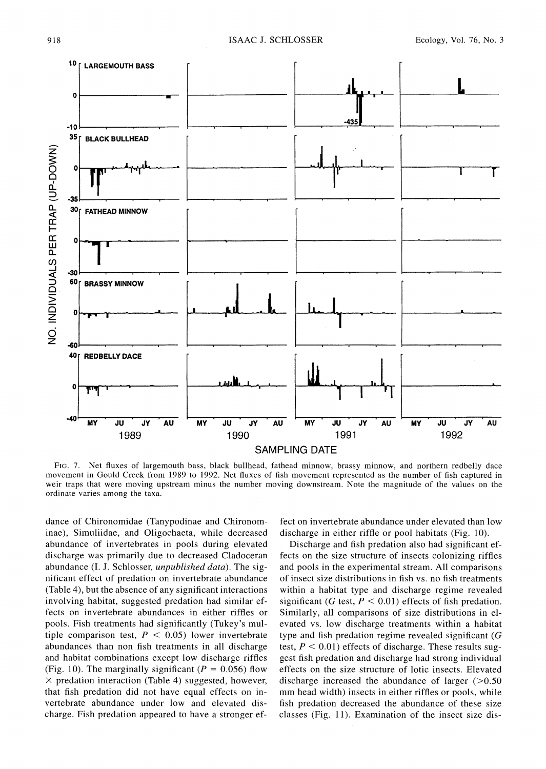FIG. 7. Net fluxes of largemouth bass, black bullhead, fathead minnow, brassy minnow, and northern redbelly dace movement in Gould Creek from 1989 to 1992. Net fluxes of fish movement represented as the number of fish captured in weir traps that were moving upstream minus the number moving downstream. Note the magnitude of the values on the ordinate varies among the taxa.

dance of Chironomidae (Tanypodinae and Chironominae), Simuliidae, and Oligochaeta, while decreased abundance of invertebrates in pools during elevated discharge was primarily due to decreased Cladoceran abundance (I. J. Schlosser, *unpublished data*). The significant effect of predation on invertebrate abundance (Table 4), but the absence of any significant interactions involving habitat, suggested predation had similar effects on invertebrate abundances in either riffles or pools. Fish treatments had significantly (Tukey's multiple comparison test, $P < 0.05$) lower invertebrate abundances than non fish treatments in all discharge and habitat combinations except low discharge riffles (Fig. 10). The marginally significant ($P = 0.056$) flow × predation interaction (Table 4) suggested, however, that fish predation did not have equal effects on invertebrate abundance under low and elevated discharge. Fish predation appeared to have a stronger effect on invertebrate abundance under elevated than low discharge in either riffle or pool habitats (Fig. 10).

Discharge and fish predation also had significant effects on the size structure of insects colonizing riffles and pools in the experimental stream. All comparisons of insect size distributions in fish vs. no fish treatments within a habitat type and discharge regime revealed significant ($G$ test, $P < 0.01$) effects of fish predation. Similarly, all comparisons of size distributions in elevated vs. low discharge treatments within a habitat type and fish predation regime revealed significant ($G$ test, $P < 0.01$) effects of discharge. These results suggest fish predation and discharge had strong individual effects on the size structure of lotic insects. Elevated discharge increased the abundance of larger (>0.50 mm head width) insects in either riffles or pools, while fish predation decreased the abundance of these size classes (Fig. 11). Examination of the insect size dis-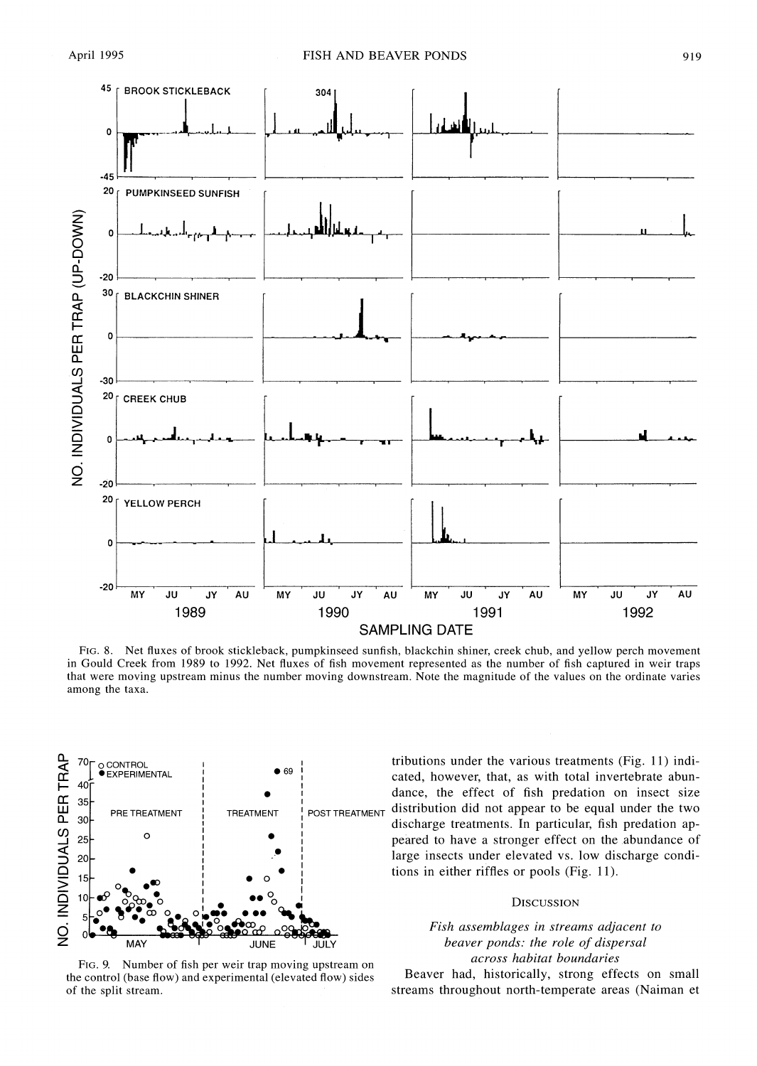FIG. 8. Net fluxes of brook stickleback, pumpkinseed sunfish, blackchin shiner, creek chub, and yellow perch movement in Gould Creek from 1989 to 1992. Net fluxes of fish movement represented as the number of fish captured in weir traps that were moving upstream minus the number moving downstream. Note the magnitude of the values on the ordinate varies among the taxa.

FIG. 9. Number of fish per weir trap moving upstream on the control (base flow) and experimental (elevated flow) sides of the split stream.

tributions under the various treatments (Fig. 11) indicated, however, that, as with total invertebrate abundance, the effect of fish predation on insect size distribution did not appear to be equal under the two discharge treatments. In particular, fish predation appeared to have a stronger effect on the abundance of large insects under elevated vs. low discharge conditions in either riffles or pools (Fig. 11).

## DISCUSSION

### *Fish assemblages in streams adjacent to beaver ponds: the role of dispersal across habitat boundaries*

Beaver had, historically, strong effects on small streams throughout north-temperate areas (Naiman et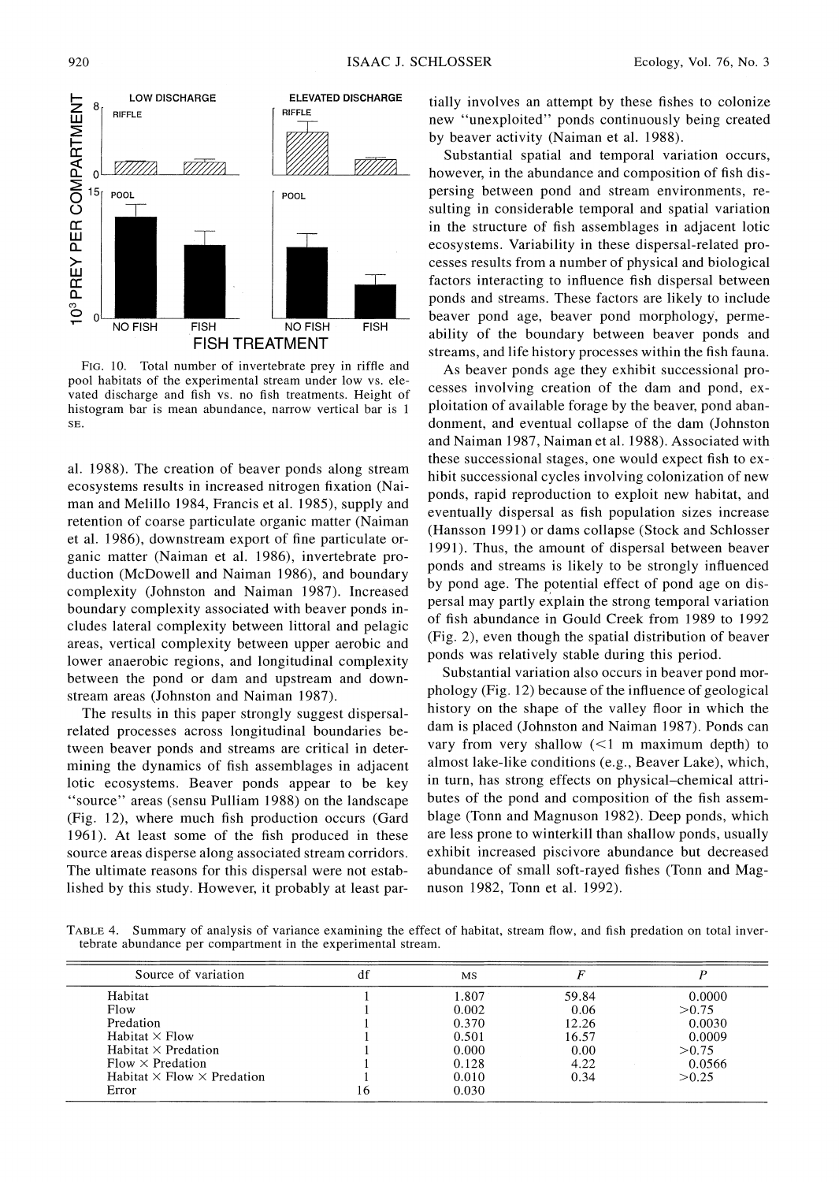FIG. 10. Total number of invertebrate prey in riffle and pool habitats of the experimental stream under low vs. elevated discharge and fish vs. no fish treatments. Height of histogram bar is mean abundance, narrow vertical bar is 1 SE.

al. 1988). The creation of beaver ponds along stream ecosystems results in increased nitrogen fixation (Naiman and Melillo 1984, Francis et al. 1985), supply and retention of coarse particulate organic matter (Naiman et al. 1986), downstream export of fine particulate organic matter (Naiman et al. 1986), invertebrate production (McDowell and Naiman 1986), and boundary complexity (Johnston and Naiman 1987). Increased boundary complexity associated with beaver ponds includes lateral complexity between littoral and pelagic areas, vertical complexity between upper aerobic and lower anaerobic regions, and longitudinal complexity between the pond or dam and upstream and downstream areas (Johnston and Naiman 1987).

The results in this paper strongly suggest dispersal-related processes across longitudinal boundaries between beaver ponds and streams are critical in determining the dynamics of fish assemblages in adjacent lotic ecosystems. Beaver ponds appear to be key "source" areas (sensu Pulliam 1988) on the landscape (Fig. 12), where much fish production occurs (Gard 1961). At least some of the fish produced in these source areas disperse along associated stream corridors. The ultimate reasons for this dispersal were not established by this study. However, it probably at least partially involves an attempt by these fishes to colonize new "unexploited" ponds continuously being created by beaver activity (Naiman et al. 1988).

Substantial spatial and temporal variation occurs, however, in the abundance and composition of fish dispersing between pond and stream environments, resulting in considerable temporal and spatial variation in the structure of fish assemblages in adjacent lotic ecosystems. Variability in these dispersal-related processes results from a number of physical and biological factors interacting to influence fish dispersal between ponds and streams. These factors are likely to include beaver pond age, beaver pond morphology, permeability of the boundary between beaver ponds and streams, and life history processes within the fish fauna.

As beaver ponds age they exhibit successional processes involving creation of the dam and pond, exploitation of available forage by the beaver, pond abandonment, and eventual collapse of the dam (Johnston and Naiman 1987, Naiman et al. 1988). Associated with these successional stages, one would expect fish to exhibit successional cycles involving colonization of new ponds, rapid reproduction to exploit new habitat, and eventually dispersal as fish population sizes increase (Hansson 1991) or dams collapse (Stock and Schlosser 1991). Thus, the amount of dispersal between beaver ponds and streams is likely to be strongly influenced by pond age. The potential effect of pond age on dispersal may partly explain the strong temporal variation of fish abundance in Gould Creek from 1989 to 1992 (Fig. 2), even though the spatial distribution of beaver ponds was relatively stable during this period.

Substantial variation also occurs in beaver pond morphology (Fig. 12) because of the influence of geological history on the shape of the valley floor in which the dam is placed (Johnston and Naiman 1987). Ponds can vary from very shallow (<1 m maximum depth) to almost lake-like conditions (e.g., Beaver Lake), which, in turn, has strong effects on physical–chemical attributes of the pond and composition of the fish assemblage (Tonn and Magnuson 1982). Deep ponds, which are less prone to winterkill than shallow ponds, usually exhibit increased piscivore abundance but decreased abundance of small soft-rayed fishes (Tonn and Magnuson 1982, Tonn et al. 1992).

TABLE 4. Summary of analysis of variance examining the effect of habitat, stream flow, and fish predation on total invertebrate abundance per compartment in the experimental stream.

| Source of variation | df | MS | $F$ | $P$ |
|---|---|---|---|---|
| Habitat | 1 | 1.807 | 59.84 | 0.0000 |
| Flow | 1 | 0.002 | 0.06 | >0.75 |
| Predation | 1 | 0.370 | 12.26 | 0.0030 |
| Habitat × Flow | 1 | 0.501 | 16.57 | 0.0009 |
| Habitat × Predation | 1 | 0.000 | 0.00 | >0.75 |
| Flow × Predation | 1 | 0.128 | 4.22 | 0.0566 |
| Habitat × Flow × Predation | 1 | 0.010 | 0.34 | >0.25 |
| Error | 16 | 0.030 | | |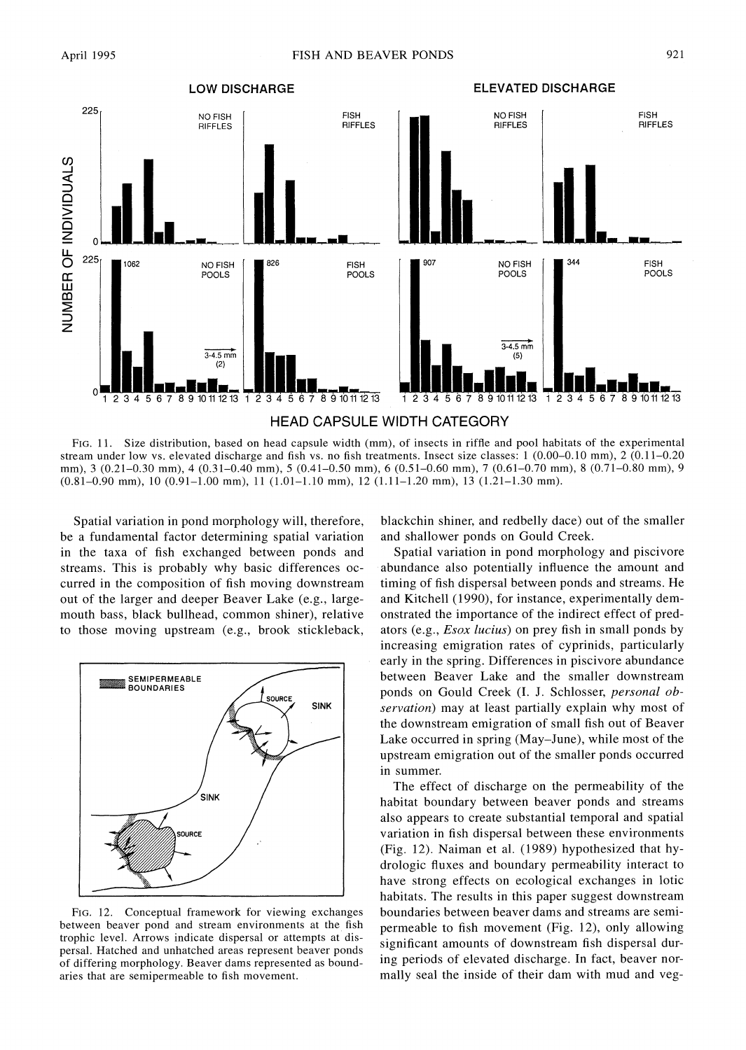FIG. 11. Size distribution, based on head capsule width (mm), of insects in riffle and pool habitats of the experimental stream under low vs. elevated discharge and fish vs. no fish treatments. Insect size classes: 1 (0.00–0.10 mm), 2 (0.11–0.20 mm), 3 (0.21–0.30 mm), 4 (0.31–0.40 mm), 5 (0.41–0.50 mm), 6 (0.51–0.60 mm), 7 (0.61–0.70 mm), 8 (0.71–0.80 mm), 9 (0.81–0.90 mm), 10 (0.91–1.00 mm), 11 (1.01–1.10 mm), 12 (1.11–1.20 mm), 13 (1.21–1.30 mm).

Spatial variation in pond morphology will, therefore, be a fundamental factor determining spatial variation in the taxa of fish exchanged between ponds and streams. This is probably why basic differences occurred in the composition of fish moving downstream out of the larger and deeper Beaver Lake (e.g., largemouth bass, black bullhead, common shiner), relative to those moving upstream (e.g., brook stickleback, blackchin shiner, and redbelly dace) out of the smaller and shallower ponds on Gould Creek.

FIG. 12. Conceptual framework for viewing exchanges between beaver pond and stream environments at the fish trophic level. Arrows indicate dispersal or attempts at dispersal. Hatched and unhatched areas represent beaver ponds of differing morphology. Beaver dams represented as boundaries that are semipermeable to fish movement.

Spatial variation in pond morphology and piscivore abundance also potentially influence the amount and timing of fish dispersal between ponds and streams. He and Kitchell (1990), for instance, experimentally demonstrated the importance of the indirect effect of predators (e.g., *Esox lucius*) on prey fish in small ponds by increasing emigration rates of cyprinids, particularly early in the spring. Differences in piscivore abundance between Beaver Lake and the smaller downstream ponds on Gould Creek (I. J. Schlosser, *personal observation*) may at least partially explain why most of the downstream emigration of small fish out of Beaver Lake occurred in spring (May–June), while most of the upstream emigration out of the smaller ponds occurred in summer.

The effect of discharge on the permeability of the habitat boundary between beaver ponds and streams also appears to create substantial temporal and spatial variation in fish dispersal between these environments (Fig. 12). Naiman et al. (1989) hypothesized that hydrologic fluxes and boundary permeability interact to have strong effects on ecological exchanges in lotic habitats. The results in this paper suggest downstream boundaries between beaver dams and streams are semipermeable to fish movement (Fig. 12), only allowing significant amounts of downstream fish dispersal during periods of elevated discharge. In fact, beaver normally seal the inside of their dam with mud and veg-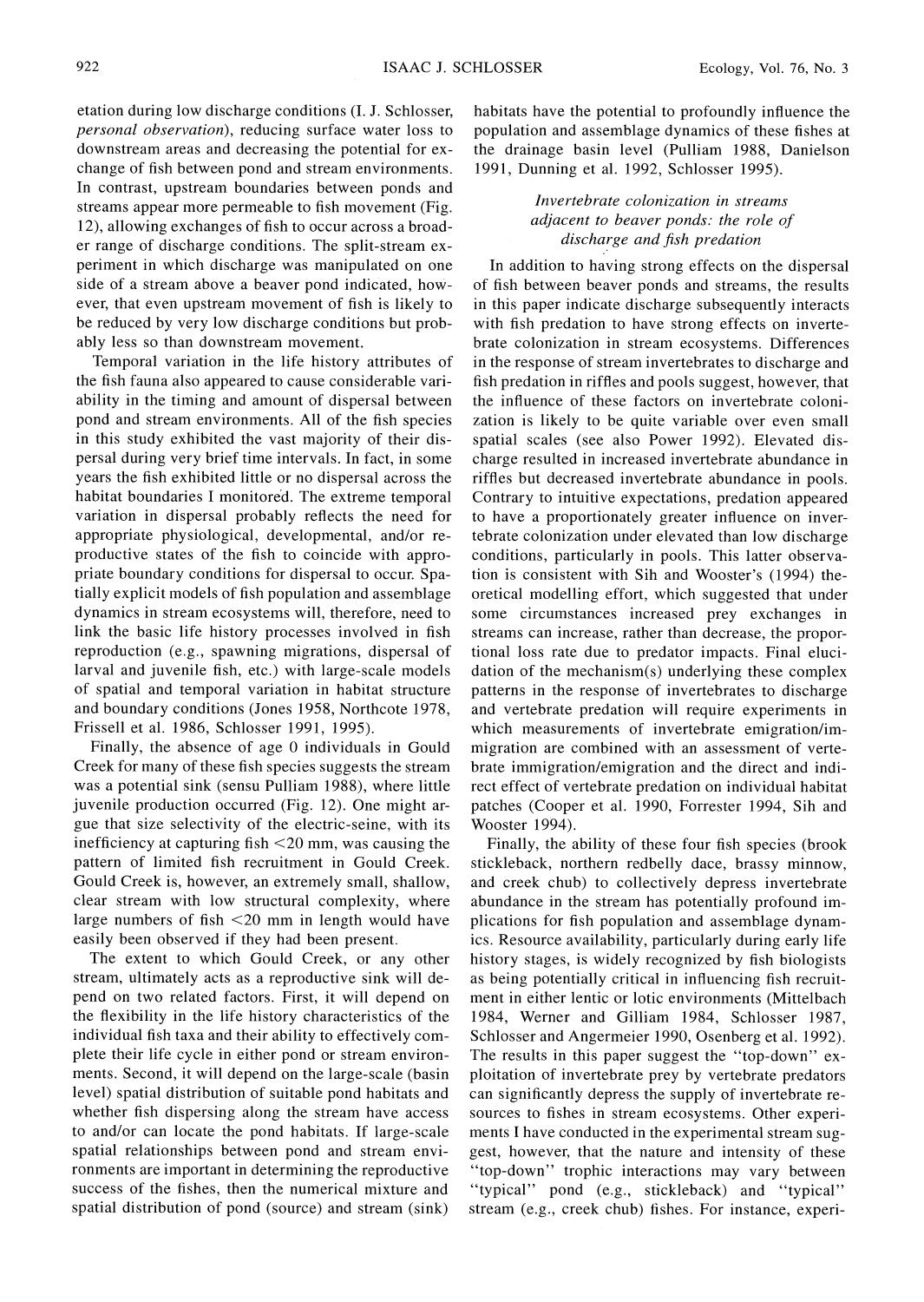etation during low discharge conditions (I. J. Schlosser, *personal observation*), reducing surface water loss to downstream areas and decreasing the potential for exchange of fish between pond and stream environments. In contrast, upstream boundaries between ponds and streams appear more permeable to fish movement (Fig. 12), allowing exchanges of fish to occur across a broader range of discharge conditions. The split-stream experiment in which discharge was manipulated on one side of a stream above a beaver pond indicated, however, that even upstream movement of fish is likely to be reduced by very low discharge conditions but probably less so than downstream movement.

Temporal variation in the life history attributes of the fish fauna also appeared to cause considerable variability in the timing and amount of dispersal between pond and stream environments. All of the fish species in this study exhibited the vast majority of their dispersal during very brief time intervals. In fact, in some years the fish exhibited little or no dispersal across the habitat boundaries I monitored. The extreme temporal variation in dispersal probably reflects the need for appropriate physiological, developmental, and/or reproductive states of the fish to coincide with appropriate boundary conditions for dispersal to occur. Spatially explicit models of fish population and assemblage dynamics in stream ecosystems will, therefore, need to link the basic life history processes involved in fish reproduction (e.g., spawning migrations, dispersal of larval and juvenile fish, etc.) with large-scale models of spatial and temporal variation in habitat structure and boundary conditions (Jones 1958, Northcote 1978, Frissell et al. 1986, Schlosser 1991, 1995).

Finally, the absence of age 0 individuals in Gould Creek for many of these fish species suggests the stream was a potential sink (sensu Pulliam 1988), where little juvenile production occurred (Fig. 12). One might argue that size selectivity of the electric-seine, with its inefficiency at capturing fish <20 mm, was causing the pattern of limited fish recruitment in Gould Creek. Gould Creek is, however, an extremely small, shallow, clear stream with low structural complexity, where large numbers of fish <20 mm in length would have easily been observed if they had been present.

The extent to which Gould Creek, or any other stream, ultimately acts as a reproductive sink will depend on two related factors. First, it will depend on the flexibility in the life history characteristics of the individual fish taxa and their ability to effectively complete their life cycle in either pond or stream environments. Second, it will depend on the large-scale (basin level) spatial distribution of suitable pond habitats and whether fish dispersing along the stream have access to and/or can locate the pond habitats. If large-scale spatial relationships between pond and stream environments are important in determining the reproductive success of the fishes, then the numerical mixture and spatial distribution of pond (source) and stream (sink) habitats have the potential to profoundly influence the population and assemblage dynamics of these fishes at the drainage basin level (Pulliam 1988, Danielson 1991, Dunning et al. 1992, Schlosser 1995).

### *Invertebrate colonization in streams adjacent to beaver ponds: the role of discharge and fish predation*

In addition to having strong effects on the dispersal of fish between beaver ponds and streams, the results in this paper indicate discharge subsequently interacts with fish predation to have strong effects on invertebrate colonization in stream ecosystems. Differences in the response of stream invertebrates to discharge and fish predation in riffles and pools suggest, however, that the influence of these factors on invertebrate colonization is likely to be quite variable over even small spatial scales (see also Power 1992). Elevated discharge resulted in increased invertebrate abundance in riffles but decreased invertebrate abundance in pools. Contrary to intuitive expectations, predation appeared to have a proportionately greater influence on invertebrate colonization under elevated than low discharge conditions, particularly in pools. This latter observation is consistent with Sih and Wooster's (1994) theoretical modelling effort, which suggested that under some circumstances increased prey exchanges in streams can increase, rather than decrease, the proportional loss rate due to predator impacts. Final elucidation of the mechanism(s) underlying these complex patterns in the response of invertebrates to discharge and vertebrate predation will require experiments in which measurements of invertebrate emigration/immigration are combined with an assessment of vertebrate immigration/emigration and the direct and indirect effect of vertebrate predation on individual habitat patches (Cooper et al. 1990, Forrester 1994, Sih and Wooster 1994).

Finally, the ability of these four fish species (brook stickleback, northern redbelly dace, brassy minnow, and creek chub) to collectively depress invertebrate abundance in the stream has potentially profound implications for fish population and assemblage dynamics. Resource availability, particularly during early life history stages, is widely recognized by fish biologists as being potentially critical in influencing fish recruitment in either lentic or lotic environments (Mittelbach 1984, Werner and Gilliam 1984, Schlosser 1987, Schlosser and Angermeier 1990, Osenberg et al. 1992). The results in this paper suggest the "top-down" exploitation of invertebrate prey by vertebrate predators can significantly depress the supply of invertebrate resources to fishes in stream ecosystems. Other experiments I have conducted in the experimental stream suggest, however, that the nature and intensity of these "top-down" trophic interactions may vary between "typical" pond (e.g., stickleback) and "typical" stream (e.g., creek chub) fishes. For instance, experi-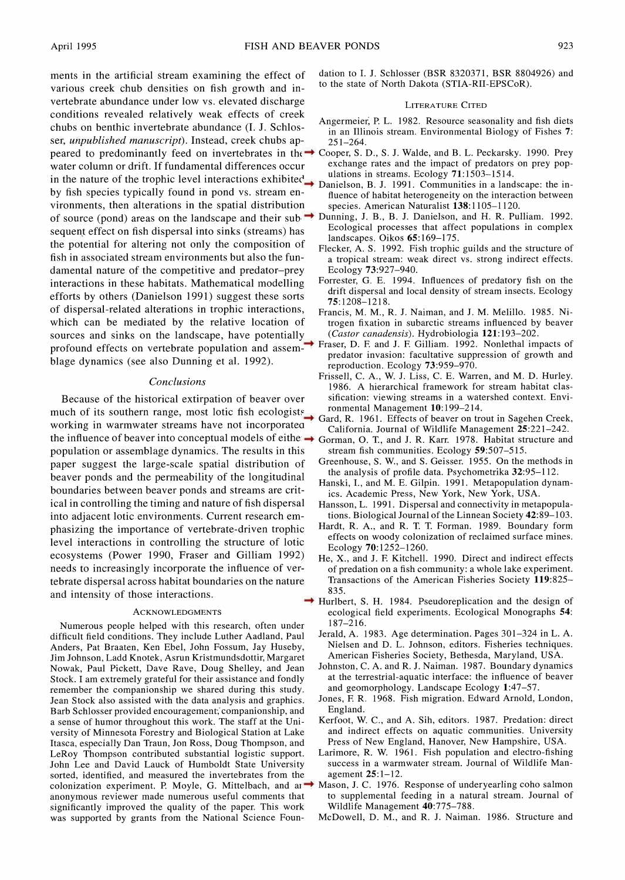ments in the artificial stream examining the effect of various creek chub densities on fish growth and invertebrate abundance under low vs. elevated discharge conditions revealed relatively weak effects of creek chubs on benthic invertebrate abundance (I. J. Schlosser, *unpublished manuscript*). Instead, creek chubs appeared to predominantly feed on invertebrates in the water column or drift. If fundamental differences occur in the nature of the trophic level interactions exhibited by fish species typically found in pond vs. stream environments, then alterations in the spatial distribution of source (pond) areas on the landscape and their subsequent effect on fish dispersal into sinks (streams) has the potential for altering not only the composition of fish in associated stream environments but also the fundamental nature of the competitive and predator–prey interactions in these habitats. Mathematical modelling efforts by others (Danielson 1991) suggest these sorts of dispersal-related alterations in trophic interactions, which can be mediated by the relative location of sources and sinks on the landscape, have potentially profound effects on vertebrate population and assemblage dynamics (see also Dunning et al. 1992).

## Conclusions

Because of the historical extirpation of beaver over much of its southern range, most lotic fish ecologists working in warmwater streams have not incorporated the influence of beaver into conceptual models of either population or assemblage dynamics. The results in this paper suggest the large-scale spatial distribution of beaver ponds and the permeability of the longitudinal boundaries between beaver ponds and streams are critical in controlling the timing and nature of fish dispersal into adjacent lotic environments. Current research emphasizing the importance of vertebrate-driven trophic level interactions in controlling the structure of lotic ecosystems (Power 1990, Fraser and Gilliam 1992) needs to increasingly incorporate the influence of vertebrate dispersal across habitat boundaries on the nature and intensity of those interactions.

### Acknowledgments

Numerous people helped with this research, often under difficult field conditions. They include Luther Aadland, Paul Anders, Pat Braaten, Ken Ebel, John Fossum, Jay Huseby, Jim Johnson, Ladd Knotek, Asrun Kristmundsdottir, Margaret Nowak, Paul Pickett, Dave Rave, Doug Shelley, and Jean Stock. I am extremely grateful for their assistance and fondly remember the companionship we shared during this study. Jean Stock also assisted with the data analysis and graphics. Barb Schlosser provided encouragement, companionship, and a sense of humor throughout this work. The staff at the University of Minnesota Forestry and Biological Station at Lake Itasca, especially Dan Traun, Jon Ross, Doug Thompson, and LeRoy Thompson contributed substantial logistic support. John Lee and David Lauck of Humboldt State University sorted, identified, and measured the invertebrates from the colonization experiment. P. Moyle, G. Mittelbach, and an anonymous reviewer made numerous useful comments that significantly improved the quality of the paper. This work was supported by grants from the National Science Foundation to I. J. Schlosser (BSR 8320371, BSR 8804926) and to the state of North Dakota (STIA-RII-EPSCoR).

### Literature Cited

Angermeier, P. L. 1982. Resource seasonality and fish diets in an Illinois stream. Environmental Biology of Fishes **7**: 251–264.

Cooper, S. D., S. J. Walde, and B. L. Peckarsky. 1990. Prey exchange rates and the impact of predators on prey populations in streams. Ecology **71**:1503–1514.

Danielson, B. J. 1991. Communities in a landscape: the influence of habitat heterogeneity on the interaction between species. American Naturalist **138**:1105–1120.

Dunning, J. B., B. J. Danielson, and H. R. Pulliam. 1992. Ecological processes that affect populations in complex landscapes. Oikos **65**:169–175.

Flecker, A. S. 1992. Fish trophic guilds and the structure of a tropical stream: weak direct vs. strong indirect effects. Ecology **73**:927–940.

Forrester, G. E. 1994. Influences of predatory fish on the drift dispersal and local density of stream insects. Ecology **75**:1208–1218.

Francis, M. M., R. J. Naiman, and J. M. Melillo. 1985. Nitrogen fixation in subarctic streams influenced by beaver (*Castor canadensis*). Hydrobiologia **121**:193–202.

Fraser, D. F. and J. F. Gilliam. 1992. Nonlethal impacts of predator invasion: facultative suppression of growth and reproduction. Ecology **73**:959–970.

Frissell, C. A., W. J. Liss, C. E. Warren, and M. D. Hurley. 1986. A hierarchical framework for stream habitat classification: viewing streams in a watershed context. Environmental Management **10**:199–214.

Gard, R. 1961. Effects of beaver on trout in Sagehen Creek, California. Journal of Wildlife Management **25**:221–242.

Gorman, O. T., and J. R. Karr. 1978. Habitat structure and stream fish communities. Ecology **59**:507–515.

Greenhouse, S. W., and S. Geisser. 1955. On the methods in the analysis of profile data. Psychometrika **32**:95–112.

Hanski, I., and M. E. Gilpin. 1991. Metapopulation dynamics. Academic Press, New York, New York, USA.

Hansson, L. 1991. Dispersal and connectivity in metapopulations. Biological Journal of the Linnean Society **42**:89–103.

Hardt, R. A., and R. T. T. Forman. 1989. Boundary form effects on woody colonization of reclaimed surface mines. Ecology **70**:1252–1260.

He, X., and J. F. Kitchell. 1990. Direct and indirect effects of predation on a fish community: a whole lake experiment. Transactions of the American Fisheries Society **119**:825–835.

Hurlbert, S. H. 1984. Pseudoreplication and the design of ecological field experiments. Ecological Monographs **54**: 187–216.

Jerald, A. 1983. Age determination. Pages 301–324 in L. A. Nielsen and D. L. Johnson, editors. Fisheries techniques. American Fisheries Society, Bethesda, Maryland, USA.

Johnston, C. A. and R. J. Naiman. 1987. Boundary dynamics at the terrestrial-aquatic interface: the influence of beaver and geomorphology. Landscape Ecology **1**:47–57.

Jones, F. R. 1968. Fish migration. Edward Arnold, London, England.

Kerfoot, W. C., and A. Sih, editors. 1987. Predation: direct and indirect effects on aquatic communities. University Press of New England, Hanover, New Hampshire, USA.

Larimore, R. W. 1961. Fish population and electro-fishing success in a warmwater stream. Journal of Wildlife Management **25**:1–12.

Mason, J. C. 1976. Response of underyearling coho salmon to supplemental feeding in a natural stream. Journal of Wildlife Management **40**:775–788.

McDowell, D. M., and R. J. Naiman. 1986. Structure and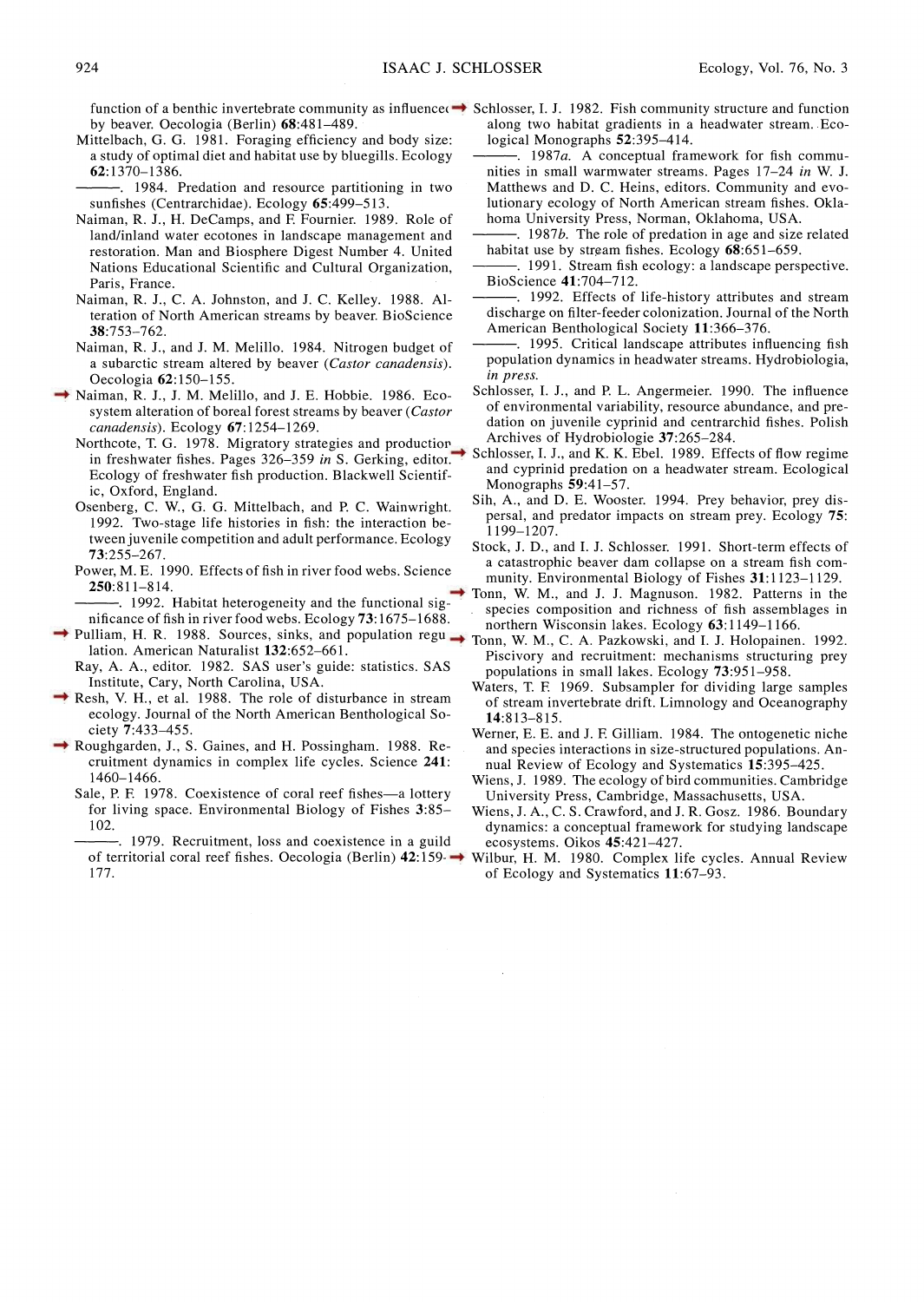function of a benthic invertebrate community as influenced by beaver. Oecologia (Berlin) **68**:481–489.

Mittelbach, G. G. 1981. Foraging efficiency and body size: a study of optimal diet and habitat use by bluegills. Ecology **62**:1370–1386.

———. 1984. Predation and resource partitioning in two sunfishes (Centrarchidae). Ecology **65**:499–513.

Naiman, R. J., H. DeCamps, and F. Fournier. 1989. Role of land/inland water ecotones in landscape management and restoration. Man and Biosphere Digest Number 4. United Nations Educational Scientific and Cultural Organization, Paris, France.

Naiman, R. J., C. A. Johnston, and J. C. Kelley. 1988. Alteration of North American streams by beaver. BioScience **38**:753–762.

Naiman, R. J., and J. M. Melillo. 1984. Nitrogen budget of a subarctic stream altered by beaver (*Castor canadensis*). Oecologia **62**:150–155.

Naiman, R. J., J. M. Melillo, and J. E. Hobbie. 1986. Ecosystem alteration of boreal forest streams by beaver (*Castor canadensis*). Ecology **67**:1254–1269.

Northcote, T. G. 1978. Migratory strategies and production in freshwater fishes. Pages 326–359 *in* S. Gerking, editor. Ecology of freshwater fish production. Blackwell Scientific, Oxford, England.

Osenberg, C. W., G. G. Mittelbach, and P. C. Wainwright. 1992. Two-stage life histories in fish: the interaction between juvenile competition and adult performance. Ecology **73**:255–267.

Power, M. E. 1990. Effects of fish in river food webs. Science **250**:811–814.

———. 1992. Habitat heterogeneity and the functional significance of fish in river food webs. Ecology **73**:1675–1688.

Pulliam, H. R. 1988. Sources, sinks, and population regulation. American Naturalist **132**:652–661.

Ray, A. A., editor. 1982. SAS user's guide: statistics. SAS Institute, Cary, North Carolina, USA.

Resh, V. H., et al. 1988. The role of disturbance in stream ecology. Journal of the North American Benthological Society **7**:433–455.

Roughgarden, J., S. Gaines, and H. Possingham. 1988. Recruitment dynamics in complex life cycles. Science **241**:1460–1466.

Sale, P. F. 1978. Coexistence of coral reef fishes—a lottery for living space. Environmental Biology of Fishes **3**:85–102.

———. 1979. Recruitment, loss and coexistence in a guild of territorial coral reef fishes. Oecologia (Berlin) **42**:159–177.

Schlosser, I. J. 1982. Fish community structure and function along two habitat gradients in a headwater stream. Ecological Monographs **52**:395–414.

———. 1987*a*. A conceptual framework for fish communities in small warmwater streams. Pages 17–24 *in* W. J. Matthews and D. C. Heins, editors. Community and evolutionary ecology of North American stream fishes. Oklahoma University Press, Norman, Oklahoma, USA.

———. 1987*b*. The role of predation in age and size related habitat use by stream fishes. Ecology **68**:651–659.

———. 1991. Stream fish ecology: a landscape perspective. BioScience **41**:704–712.

———. 1992. Effects of life-history attributes and stream discharge on filter-feeder colonization. Journal of the North American Benthological Society **11**:366–376.

———. 1995. Critical landscape attributes influencing fish population dynamics in headwater streams. Hydrobiologia, *in press*.

Schlosser, I. J., and P. L. Angermeier. 1990. The influence of environmental variability, resource abundance, and predation on juvenile cyprinid and centrarchid fishes. Polish Archives of Hydrobiologie **37**:265–284.

Schlosser, I. J., and K. K. Ebel. 1989. Effects of flow regime and cyprinid predation on a headwater stream. Ecological Monographs **59**:41–57.

Sih, A., and D. E. Wooster. 1994. Prey behavior, prey dispersal, and predator impacts on stream prey. Ecology **75**:1199–1207.

Stock, J. D., and I. J. Schlosser. 1991. Short-term effects of a catastrophic beaver dam collapse on a stream fish community. Environmental Biology of Fishes **31**:1123–1129.

Tonn, W. M., and J. J. Magnuson. 1982. Patterns in the species composition and richness of fish assemblages in northern Wisconsin lakes. Ecology **63**:1149–1166.

Tonn, W. M., C. A. Pazkowski, and I. J. Holopainen. 1992. Piscivory and recruitment: mechanisms structuring prey populations in small lakes. Ecology **73**:951–958.

Waters, T. F. 1969. Subsampler for dividing large samples of stream invertebrate drift. Limnology and Oceanography **14**:813–815.

Werner, E. E. and J. F. Gilliam. 1984. The ontogenetic niche and species interactions in size-structured populations. Annual Review of Ecology and Systematics **15**:395–425.

Wiens, J. 1989. The ecology of bird communities. Cambridge University Press, Cambridge, Massachusetts, USA.

Wiens, J. A., C. S. Crawford, and J. R. Gosz. 1986. Boundary dynamics: a conceptual framework for studying landscape ecosystems. Oikos **45**:421–427.

Wilbur, H. M. 1980. Complex life cycles. Annual Review of Ecology and Systematics **11**:67–93.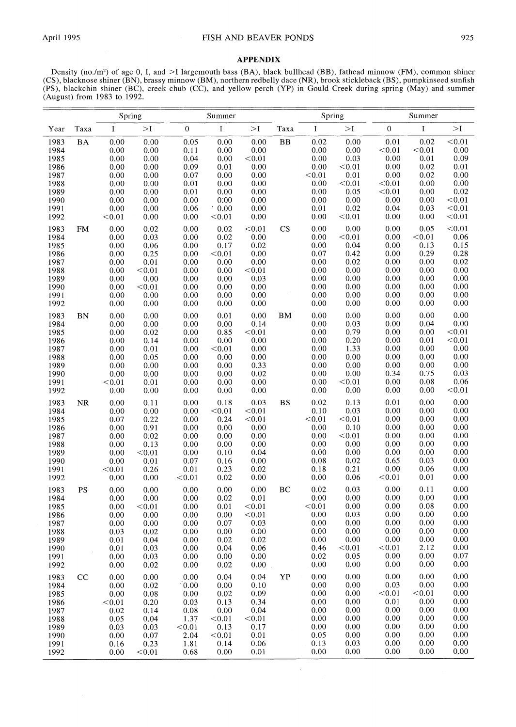## APPENDIX

Density (no./m²) of age 0, I, and >I largemouth bass (BA), black bullhead (BB), fathead minnow (FM), common shiner (CS), blacknose shiner (BN), brassy minnow (BM), northern redbelly dace (NR), brook stickleback (BS), pumpkinseed sunfish (PS), blackchin shiner (BC), creek chub (CC), and yellow perch (YP) in Gould Creek during spring (May) and summer (August) from 1983 to 1992.

| | | Spring | | Summer | | | | Spring | | Summer | | |
|---|---|---|---|---|---|---|---|---|---|---|---|---|
| Year | Taxa | I | >I | 0 | I | >I | Taxa | I | >I | 0 | I | >I |
| 1983 | BA | 0.00 | 0.00 | 0.05 | 0.00 | 0.00 | BB | 0.02 | 0.00 | 0.01 | 0.02 | <0.01 |
| 1984 | | 0.00 | 0.00 | 0.11 | 0.00 | 0.00 | | 0.00 | 0.00 | <0.01 | <0.01 | 0.00 |
| 1985 | | 0.00 | 0.00 | 0.04 | 0.00 | <0.01 | | 0.00 | 0.03 | 0.00 | 0.01 | 0.09 |
| 1986 | | 0.00 | 0.00 | 0.09 | 0.01 | 0.00 | | 0.00 | <0.01 | 0.00 | 0.02 | 0.01 |
| 1987 | | 0.00 | 0.00 | 0.07 | 0.00 | 0.00 | | <0.01 | 0.01 | 0.00 | 0.02 | 0.00 |
| 1988 | | 0.00 | 0.00 | 0.01 | 0.00 | 0.00 | | 0.00 | <0.01 | <0.01 | 0.00 | 0.00 |
| 1989 | | 0.00 | 0.00 | 0.01 | 0.00 | 0.00 | | 0.00 | 0.05 | <0.01 | 0.00 | 0.02 |
| 1990 | | 0.00 | 0.00 | 0.00 | 0.00 | 0.00 | | 0.00 | 0.00 | 0.00 | 0.00 | <0.01 |
| 1991 | | 0.00 | 0.00 | 0.06 | 0.00 | 0.00 | | 0.01 | 0.02 | 0.04 | 0.03 | <0.01 |
| 1992 | | <0.01 | 0.00 | 0.00 | <0.01 | 0.00 | | 0.00 | <0.01 | 0.00 | 0.00 | <0.01 |
| 1983 | FM | 0.00 | 0.02 | 0.00 | 0.02 | <0.01 | CS | 0.00 | 0.00 | 0.00 | 0.05 | <0.01 |
| 1984 | | 0.00 | 0.03 | 0.00 | 0.02 | 0.00 | | 0.00 | <0.01 | 0.00 | <0.01 | 0.06 |
| 1985 | | 0.00 | 0.06 | 0.00 | 0.17 | 0.02 | | 0.00 | 0.04 | 0.00 | 0.13 | 0.15 |
| 1986 | | 0.00 | 0.25 | 0.00 | <0.01 | 0.00 | | 0.07 | 0.42 | 0.00 | 0.29 | 0.28 |
| 1987 | | 0.00 | 0.01 | 0.00 | 0.00 | 0.00 | | 0.00 | 0.02 | 0.00 | 0.00 | 0.02 |
| 1988 | | 0.00 | <0.01 | 0.00 | 0.00 | <0.01 | | 0.00 | 0.00 | 0.00 | 0.00 | 0.00 |
| 1989 | | 0.00 | 0.00 | 0.00 | 0.00 | 0.03 | | 0.00 | 0.00 | 0.00 | 0.00 | 0.00 |
| 1990 | | 0.00 | <0.01 | 0.00 | 0.00 | 0.00 | | 0.00 | 0.00 | 0.00 | 0.00 | 0.00 |
| 1991 | | 0.00 | 0.00 | 0.00 | 0.00 | 0.00 | | 0.00 | 0.00 | 0.00 | 0.00 | 0.00 |
| 1992 | | 0.00 | 0.00 | 0.00 | 0.00 | 0.00 | | 0.00 | 0.00 | 0.00 | 0.00 | 0.00 |
| 1983 | BN | 0.00 | 0.00 | 0.00 | 0.01 | 0.00 | BM | 0.00 | 0.00 | 0.00 | 0.00 | 0.00 |
| 1984 | | 0.00 | 0.00 | 0.00 | 0.00 | 0.14 | | 0.00 | 0.03 | 0.00 | 0.04 | 0.00 |
| 1985 | | 0.00 | 0.02 | 0.00 | 0.85 | <0.01 | | 0.00 | 0.79 | 0.00 | 0.00 | <0.01 |
| 1986 | | 0.00 | 0.14 | 0.00 | 0.00 | 0.00 | | 0.00 | 0.20 | 0.00 | 0.01 | <0.01 |
| 1987 | | 0.00 | 0.01 | 0.00 | <0.01 | 0.00 | | 0.00 | 1.33 | 0.00 | 0.00 | 0.00 |
| 1988 | | 0.00 | 0.05 | 0.00 | 0.00 | 0.00 | | 0.00 | 0.00 | 0.00 | 0.00 | 0.00 |
| 1989 | | 0.00 | 0.00 | 0.00 | 0.00 | 0.33 | | 0.00 | 0.00 | 0.00 | 0.00 | 0.00 |
| 1990 | | 0.00 | 0.00 | 0.00 | 0.00 | 0.02 | | 0.00 | 0.00 | 0.34 | 0.75 | 0.03 |
| 1991 | | <0.01 | 0.01 | 0.00 | 0.00 | 0.00 | | 0.00 | <0.01 | 0.00 | 0.08 | 0.06 |
| 1992 | | 0.00 | 0.00 | 0.00 | 0.00 | 0.00 | | 0.00 | 0.00 | 0.00 | 0.00 | <0.01 |
| 1983 | NR | 0.00 | 0.11 | 0.00 | 0.18 | 0.03 | BS | 0.02 | 0.13 | 0.01 | 0.00 | 0.00 |
| 1984 | | 0.00 | 0.00 | 0.00 | <0.01 | <0.01 | | 0.10 | 0.03 | 0.00 | 0.00 | 0.00 |
| 1985 | | 0.07 | 0.22 | 0.00 | 0.24 | <0.01 | | <0.01 | <0.01 | 0.00 | 0.00 | 0.00 |
| 1986 | | 0.00 | 0.91 | 0.00 | 0.00 | 0.00 | | 0.00 | 0.10 | 0.00 | 0.00 | 0.00 |
| 1987 | | 0.00 | 0.02 | 0.00 | 0.00 | 0.00 | | 0.00 | <0.01 | 0.00 | 0.00 | 0.00 |
| 1988 | | 0.00 | 0.13 | 0.00 | 0.00 | 0.00 | | 0.00 | 0.00 | 0.00 | 0.00 | 0.00 |
| 1989 | | 0.00 | <0.01 | 0.00 | 0.10 | 0.04 | | 0.00 | 0.00 | 0.00 | 0.00 | 0.00 |
| 1990 | | 0.00 | 0.01 | 0.07 | 0.16 | 0.00 | | 0.08 | 0.02 | 0.65 | 0.03 | 0.00 |
| 1991 | | <0.01 | 0.26 | 0.01 | 0.23 | 0.02 | | 0.18 | 0.21 | 0.00 | 0.06 | 0.00 |
| 1992 | | 0.00 | 0.00 | <0.01 | 0.02 | 0.00 | | 0.00 | 0.06 | <0.01 | 0.01 | 0.00 |
| 1983 | PS | 0.00 | 0.00 | 0.00 | 0.00 | 0.00 | BC | 0.02 | 0.03 | 0.00 | 0.11 | 0.00 |
| 1984 | | 0.00 | 0.00 | 0.00 | 0.02 | 0.01 | | 0.00 | 0.00 | 0.00 | 0.00 | 0.00 |
| 1985 | | 0.00 | <0.01 | 0.00 | 0.01 | <0.01 | | <0.01 | 0.00 | 0.00 | 0.08 | 0.00 |
| 1986 | | 0.00 | 0.00 | 0.00 | 0.00 | <0.01 | | 0.00 | 0.03 | 0.00 | 0.00 | 0.00 |
| 1987 | | 0.00 | 0.00 | 0.00 | 0.07 | 0.03 | | 0.00 | 0.00 | 0.00 | 0.00 | 0.00 |
| 1988 | | 0.03 | 0.02 | 0.00 | 0.00 | 0.00 | | 0.00 | 0.00 | 0.00 | 0.00 | 0.00 |
| 1989 | | 0.01 | 0.04 | 0.00 | 0.02 | 0.02 | | 0.00 | 0.00 | 0.00 | 0.00 | 0.00 |
| 1990 | | 0.01 | 0.03 | 0.00 | 0.04 | 0.06 | | 0.46 | <0.01 | <0.01 | 2.12 | 0.00 |
| 1991 | | 0.00 | 0.03 | 0.00 | 0.00 | 0.00 | | 0.02 | 0.05 | 0.00 | 0.00 | 0.07 |
| 1992 | | 0.00 | 0.02 | 0.00 | 0.02 | 0.00 | | 0.00 | 0.00 | 0.00 | 0.00 | 0.00 |
| 1983 | CC | 0.00 | 0.00 | 0.00 | 0.04 | 0.04 | YP | 0.00 | 0.00 | 0.00 | 0.00 | 0.00 |
| 1984 | | 0.00 | 0.02 | 0.00 | 0.00 | 0.10 | | 0.00 | 0.00 | 0.03 | 0.00 | 0.00 |
| 1985 | | 0.00 | 0.08 | 0.00 | 0.02 | 0.09 | | 0.00 | 0.00 | <0.01 | <0.01 | 0.00 |
| 1986 | | <0.01 | 0.20 | 0.03 | 0.13 | 0.34 | | 0.00 | 0.00 | 0.01 | 0.00 | 0.00 |
| 1987 | | 0.02 | 0.14 | 0.08 | 0.00 | 0.04 | | 0.00 | 0.00 | 0.00 | 0.00 | 0.00 |
| 1988 | | 0.05 | 0.04 | 1.37 | <0.01 | <0.01 | | 0.00 | 0.00 | 0.00 | 0.00 | 0.00 |
| 1989 | | 0.03 | 0.03 | <0.01 | 0.13 | 0.17 | | 0.00 | 0.00 | 0.00 | 0.00 | 0.00 |
| 1990 | | 0.00 | 0.07 | 2.04 | <0.01 | 0.01 | | 0.05 | 0.00 | 0.00 | 0.00 | 0.00 |
| 1991 | | 0.16 | 0.23 | 1.81 | 0.14 | 0.06 | | 0.13 | 0.03 | 0.00 | 0.00 | 0.00 |
| 1992 | | 0.00 | <0.01 | 0.68 | 0.00 | 0.01 | | 0.00 | 0.00 | 0.00 | 0.00 | 0.00 |